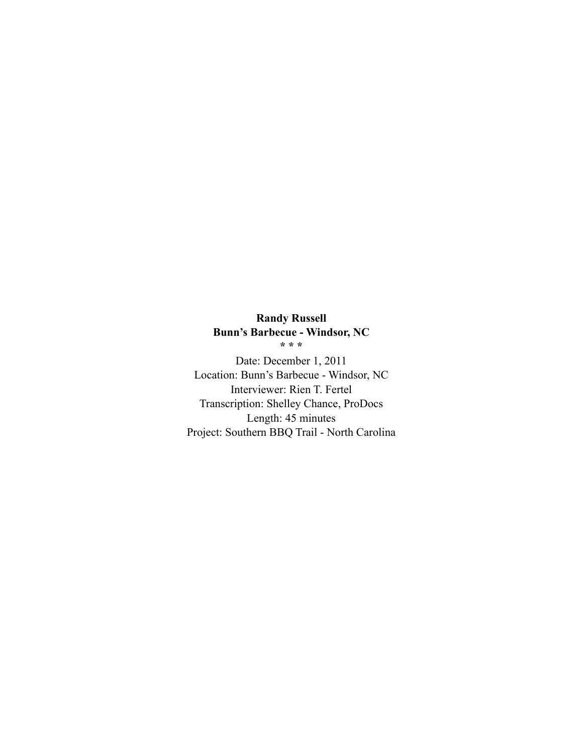**Randy Russell**
**Bunn's Barbecue - Windsor, NC**
**\* \* \***

Date: December 1, 2011
Location: Bunn's Barbecue - Windsor, NC
Interviewer: Rien T. Fertel
Transcription: Shelley Chance, ProDocs
Length: 45 minutes
Project: Southern BBQ Trail - North Carolina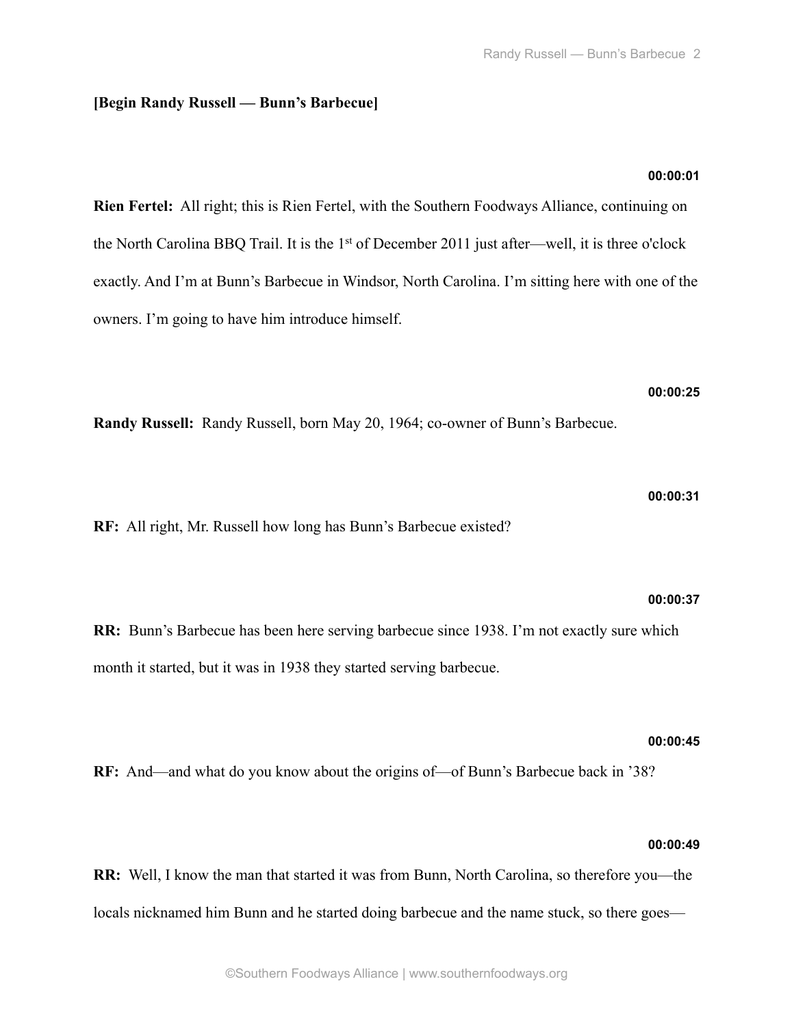**[Begin Randy Russell — Bunn's Barbecue]**

**00:00:01**

**Rien Fertel:** All right; this is Rien Fertel, with the Southern Foodways Alliance, continuing on the North Carolina BBQ Trail. It is the 1st of December 2011 just after—well, it is three o'clock exactly. And I'm at Bunn's Barbecue in Windsor, North Carolina. I'm sitting here with one of the owners. I'm going to have him introduce himself.

**00:00:25**

**Randy Russell:** Randy Russell, born May 20, 1964; co-owner of Bunn's Barbecue.

**00:00:31**

**RF:** All right, Mr. Russell how long has Bunn's Barbecue existed?

**00:00:37**

**RR:** Bunn's Barbecue has been here serving barbecue since 1938. I'm not exactly sure which month it started, but it was in 1938 they started serving barbecue.

**00:00:45**

**RF:** And—and what do you know about the origins of—of Bunn's Barbecue back in '38?

**00:00:49**

**RR:** Well, I know the man that started it was from Bunn, North Carolina, so therefore you—the locals nicknamed him Bunn and he started doing barbecue and the name stuck, so there goes—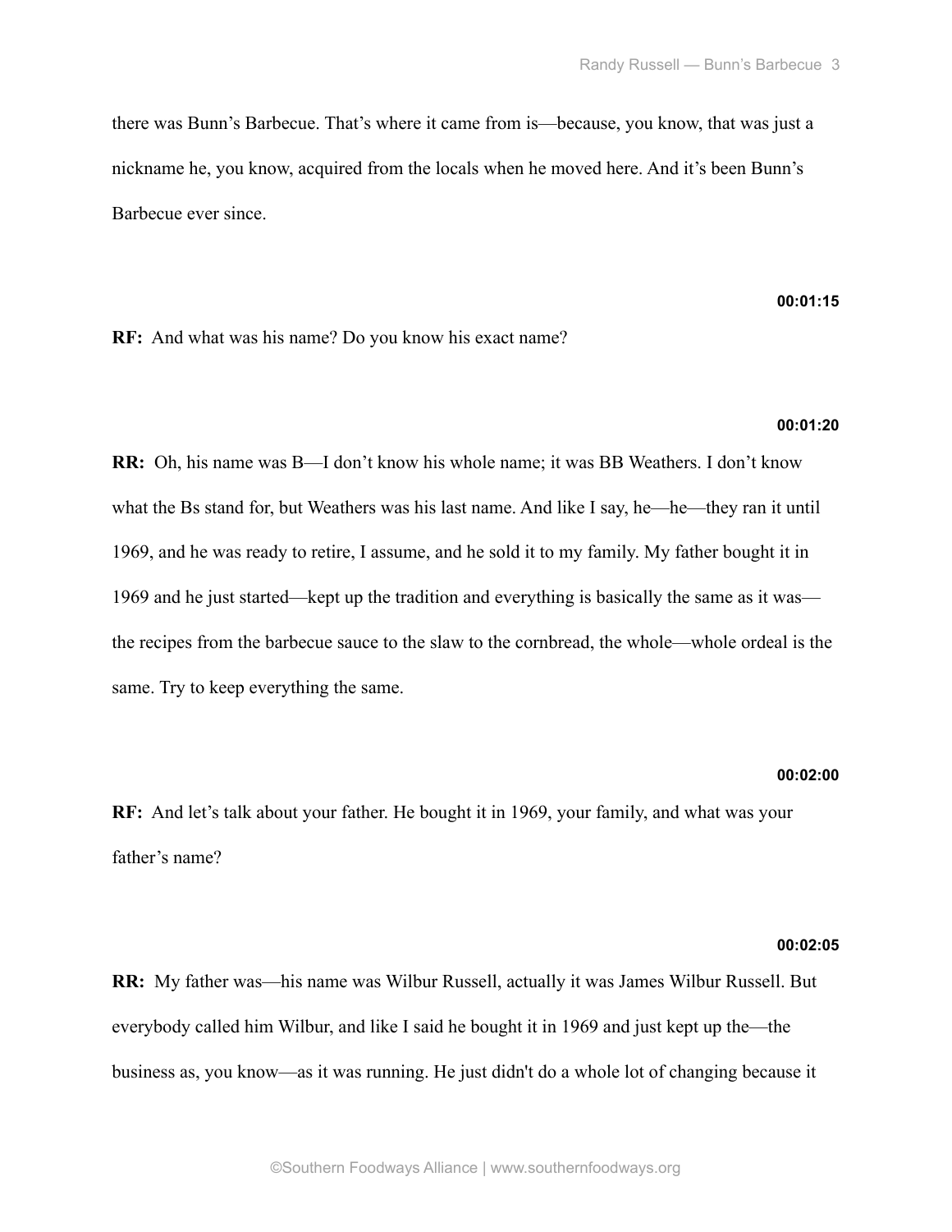there was Bunn's Barbecue. That's where it came from is—because, you know, that was just a nickname he, you know, acquired from the locals when he moved here. And it's been Bunn's Barbecue ever since.

**00:01:15**

**RF:** And what was his name? Do you know his exact name?

**00:01:20**

**RR:** Oh, his name was B—I don't know his whole name; it was BB Weathers. I don't know what the Bs stand for, but Weathers was his last name. And like I say, he—he—they ran it until 1969, and he was ready to retire, I assume, and he sold it to my family. My father bought it in 1969 and he just started—kept up the tradition and everything is basically the same as it was—the recipes from the barbecue sauce to the slaw to the cornbread, the whole—whole ordeal is the same. Try to keep everything the same.

**00:02:00**

**RF:** And let's talk about your father. He bought it in 1969, your family, and what was your father's name?

**00:02:05**

**RR:** My father was—his name was Wilbur Russell, actually it was James Wilbur Russell. But everybody called him Wilbur, and like I said he bought it in 1969 and just kept up the—the business as, you know—as it was running. He just didn't do a whole lot of changing because it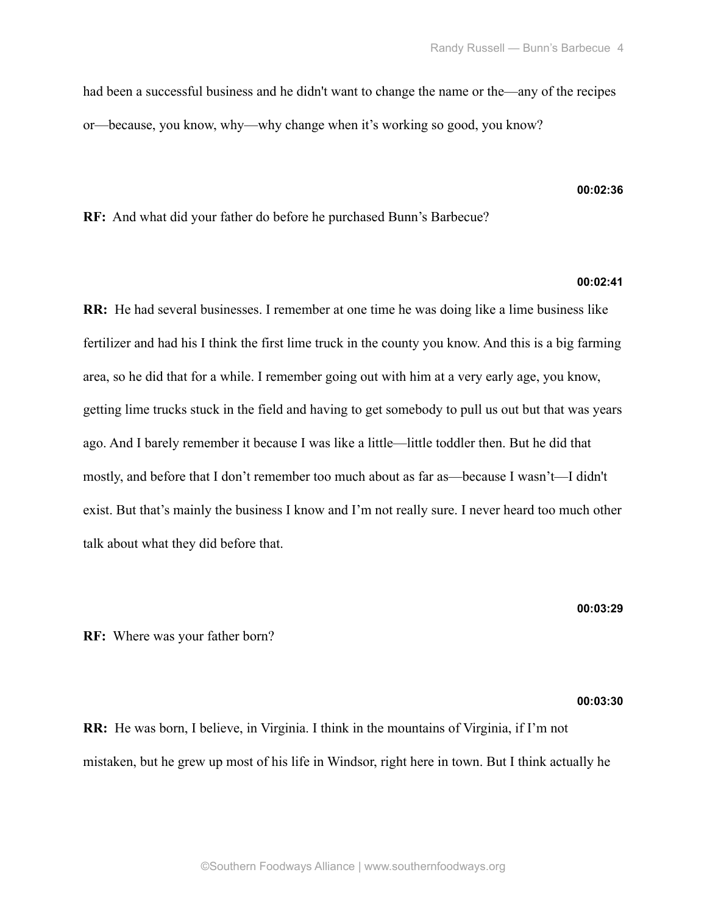had been a successful business and he didn't want to change the name or the—any of the recipes or—because, you know, why—why change when it's working so good, you know?

**00:02:36**

**RF:** And what did your father do before he purchased Bunn's Barbecue?

**00:02:41**

**RR:** He had several businesses. I remember at one time he was doing like a lime business like fertilizer and had his I think the first lime truck in the county you know. And this is a big farming area, so he did that for a while. I remember going out with him at a very early age, you know, getting lime trucks stuck in the field and having to get somebody to pull us out but that was years ago. And I barely remember it because I was like a little—little toddler then. But he did that mostly, and before that I don't remember too much about as far as—because I wasn't—I didn't exist. But that's mainly the business I know and I'm not really sure. I never heard too much other talk about what they did before that.

**00:03:29**

**RF:** Where was your father born?

**00:03:30**

**RR:** He was born, I believe, in Virginia. I think in the mountains of Virginia, if I'm not mistaken, but he grew up most of his life in Windsor, right here in town. But I think actually he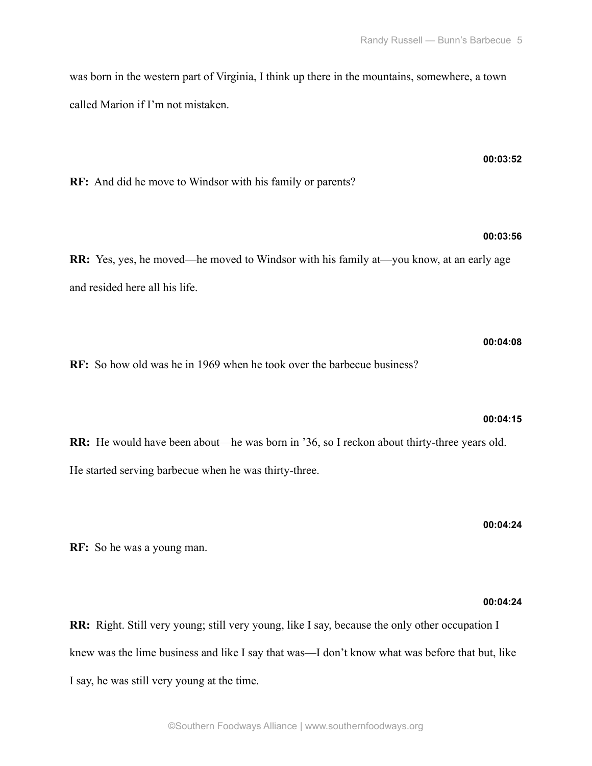was born in the western part of Virginia, I think up there in the mountains, somewhere, a town called Marion if I'm not mistaken.

**00:03:52**

**RF:** And did he move to Windsor with his family or parents?

**00:03:56**

**RR:** Yes, yes, he moved—he moved to Windsor with his family at—you know, at an early age and resided here all his life.

**00:04:08**

**RF:** So how old was he in 1969 when he took over the barbecue business?

**00:04:15**

**RR:** He would have been about—he was born in '36, so I reckon about thirty-three years old. He started serving barbecue when he was thirty-three.

**00:04:24**

**RF:** So he was a young man.

**00:04:24**

**RR:** Right. Still very young; still very young, like I say, because the only other occupation I knew was the lime business and like I say that was—I don't know what was before that but, like I say, he was still very young at the time.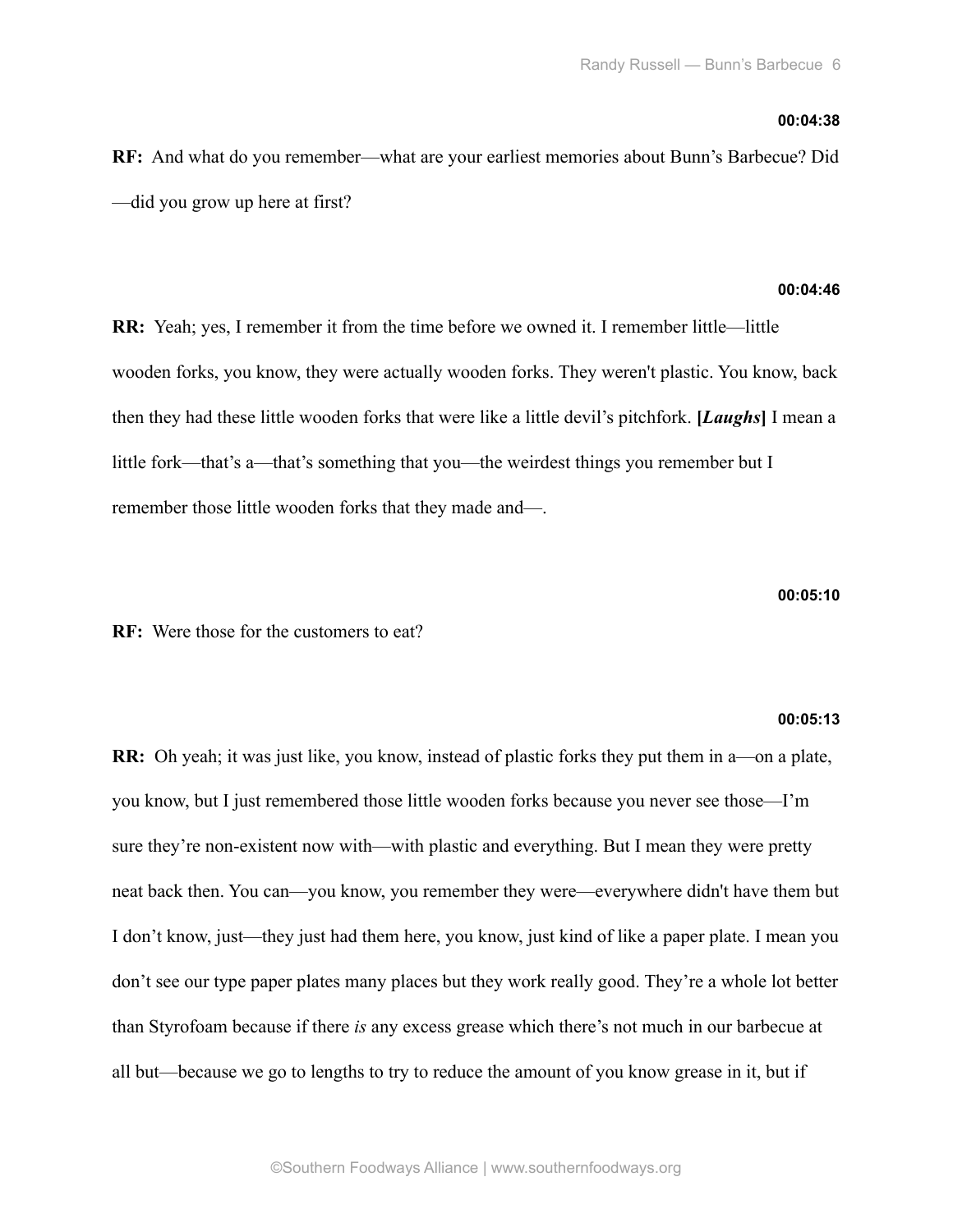**00:04:38**

**RF:** And what do you remember—what are your earliest memories about Bunn's Barbecue? Did —did you grow up here at first?

**00:04:46**

**RR:** Yeah; yes, I remember it from the time before we owned it. I remember little—little wooden forks, you know, they were actually wooden forks. They weren't plastic. You know, back then they had these little wooden forks that were like a little devil's pitchfork. **[*Laughs*]** I mean a little fork—that's a—that's something that you—the weirdest things you remember but I remember those little wooden forks that they made and—.

**00:05:10**

**RF:** Were those for the customers to eat?

**00:05:13**

**RR:** Oh yeah; it was just like, you know, instead of plastic forks they put them in a—on a plate, you know, but I just remembered those little wooden forks because you never see those—I'm sure they're non-existent now with—with plastic and everything. But I mean they were pretty neat back then. You can—you know, you remember they were—everywhere didn't have them but I don't know, just—they just had them here, you know, just kind of like a paper plate. I mean you don't see our type paper plates many places but they work really good. They're a whole lot better than Styrofoam because if there *is* any excess grease which there's not much in our barbecue at all but—because we go to lengths to try to reduce the amount of you know grease in it, but if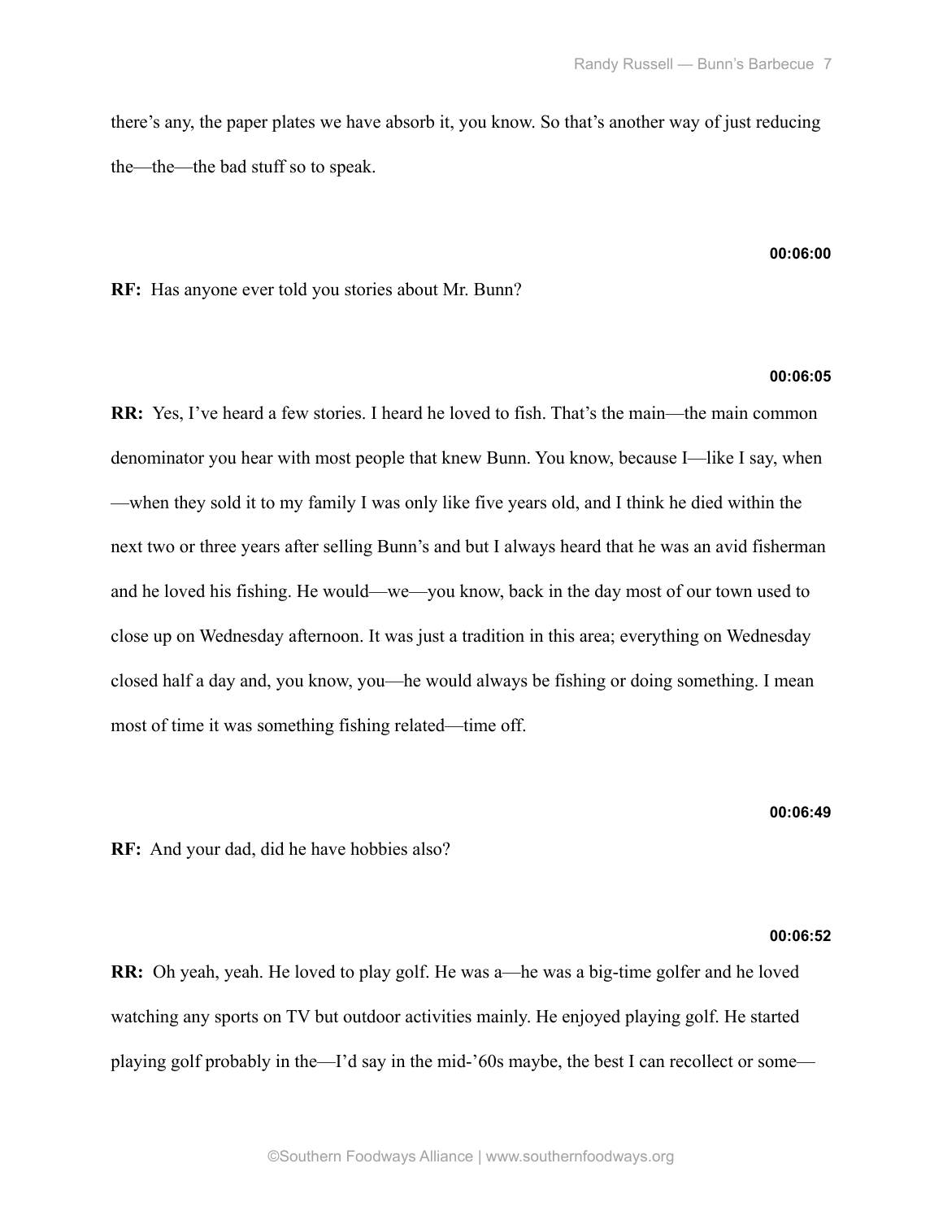there's any, the paper plates we have absorb it, you know. So that's another way of just reducing the—the—the bad stuff so to speak.

**00:06:00**

**RF:** Has anyone ever told you stories about Mr. Bunn?

**00:06:05**

**RR:** Yes, I've heard a few stories. I heard he loved to fish. That's the main—the main common denominator you hear with most people that knew Bunn. You know, because I—like I say, when—when they sold it to my family I was only like five years old, and I think he died within the next two or three years after selling Bunn's and but I always heard that he was an avid fisherman and he loved his fishing. He would—we—you know, back in the day most of our town used to close up on Wednesday afternoon. It was just a tradition in this area; everything on Wednesday closed half a day and, you know, you—he would always be fishing or doing something. I mean most of time it was something fishing related—time off.

**00:06:49**

**RF:** And your dad, did he have hobbies also?

**00:06:52**

**RR:** Oh yeah, yeah. He loved to play golf. He was a—he was a big-time golfer and he loved watching any sports on TV but outdoor activities mainly. He enjoyed playing golf. He started playing golf probably in the—I'd say in the mid-'60s maybe, the best I can recollect or some—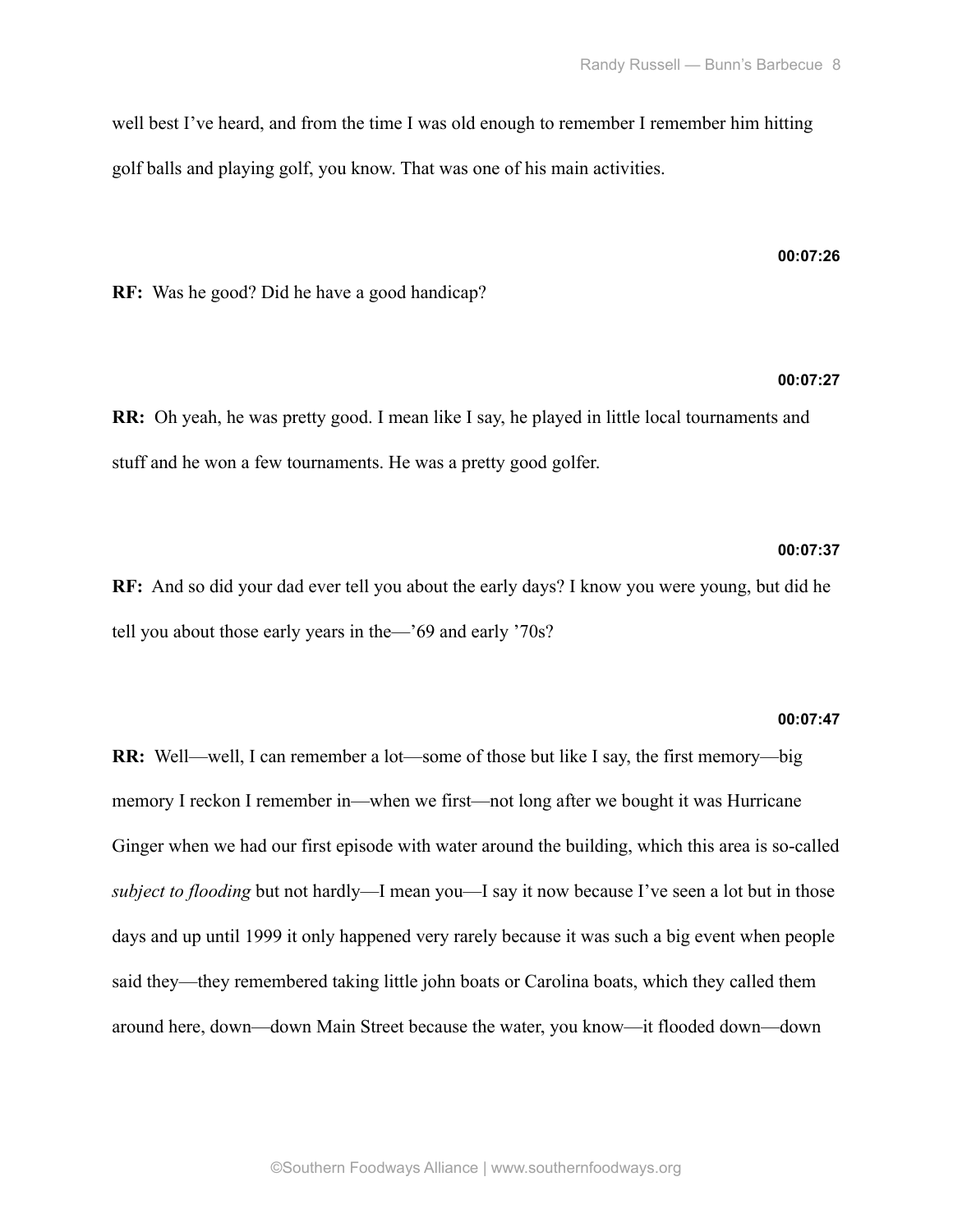well best I've heard, and from the time I was old enough to remember I remember him hitting golf balls and playing golf, you know. That was one of his main activities.

**00:07:26**

**RF:** Was he good? Did he have a good handicap?

**00:07:27**

**RR:** Oh yeah, he was pretty good. I mean like I say, he played in little local tournaments and stuff and he won a few tournaments. He was a pretty good golfer.

**00:07:37**

**RF:** And so did your dad ever tell you about the early days? I know you were young, but did he tell you about those early years in the—'69 and early '70s?

**00:07:47**

**RR:** Well—well, I can remember a lot—some of those but like I say, the first memory—big memory I reckon I remember in—when we first—not long after we bought it was Hurricane Ginger when we had our first episode with water around the building, which this area is so-called *subject to flooding* but not hardly—I mean you—I say it now because I've seen a lot but in those days and up until 1999 it only happened very rarely because it was such a big event when people said they—they remembered taking little john boats or Carolina boats, which they called them around here, down—down Main Street because the water, you know—it flooded down—down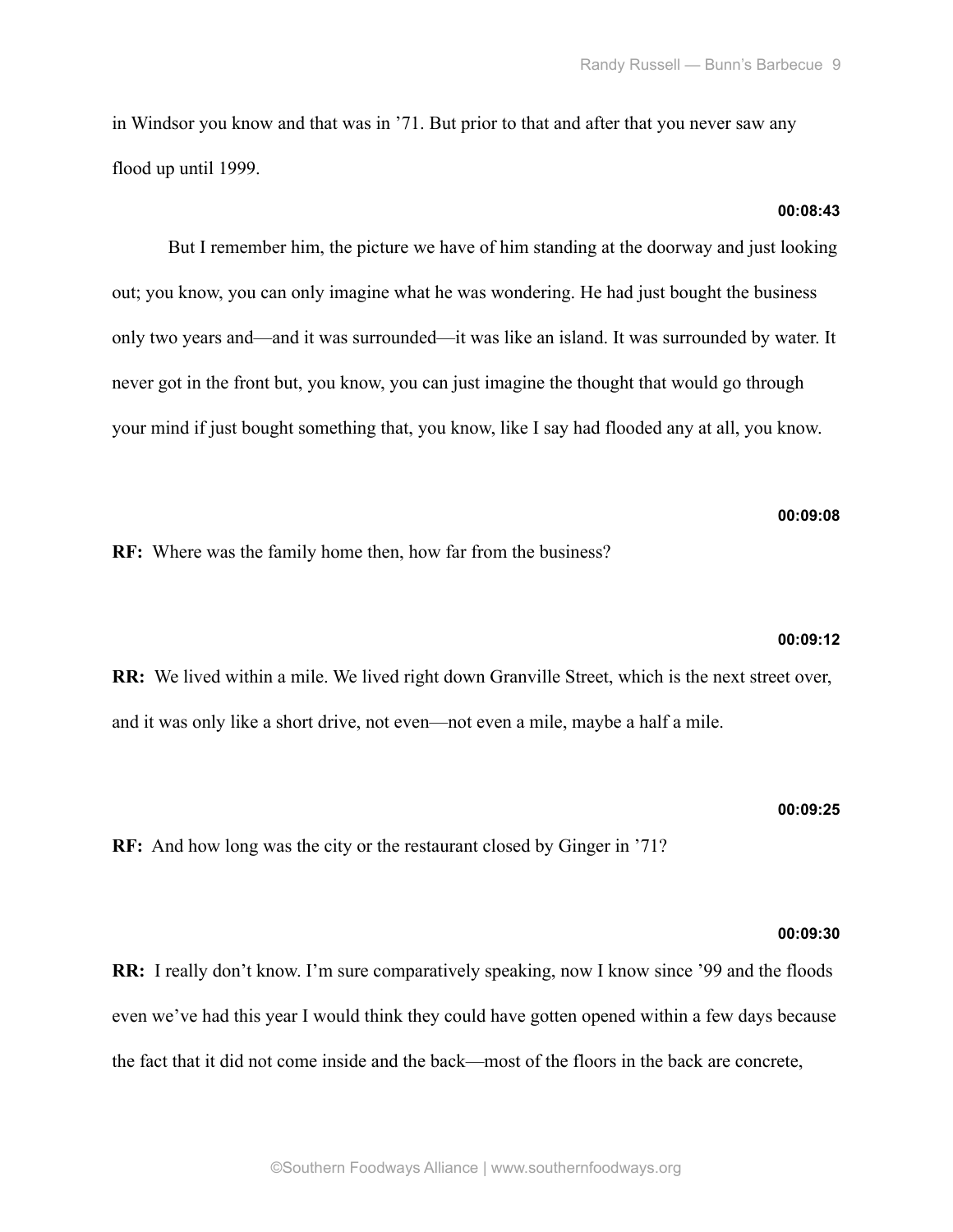in Windsor you know and that was in ’71. But prior to that and after that you never saw any flood up until 1999.

**00:08:43**

But I remember him, the picture we have of him standing at the doorway and just looking out; you know, you can only imagine what he was wondering. He had just bought the business only two years and—and it was surrounded—it was like an island. It was surrounded by water. It never got in the front but, you know, you can just imagine the thought that would go through your mind if just bought something that, you know, like I say had flooded any at all, you know.

**00:09:08**

**RF:** Where was the family home then, how far from the business?

**00:09:12**

**RR:** We lived within a mile. We lived right down Granville Street, which is the next street over, and it was only like a short drive, not even—not even a mile, maybe a half a mile.

**00:09:25**

**RF:** And how long was the city or the restaurant closed by Ginger in ’71?

**00:09:30**

**RR:** I really don’t know. I’m sure comparatively speaking, now I know since ’99 and the floods even we’ve had this year I would think they could have gotten opened within a few days because the fact that it did not come inside and the back—most of the floors in the back are concrete,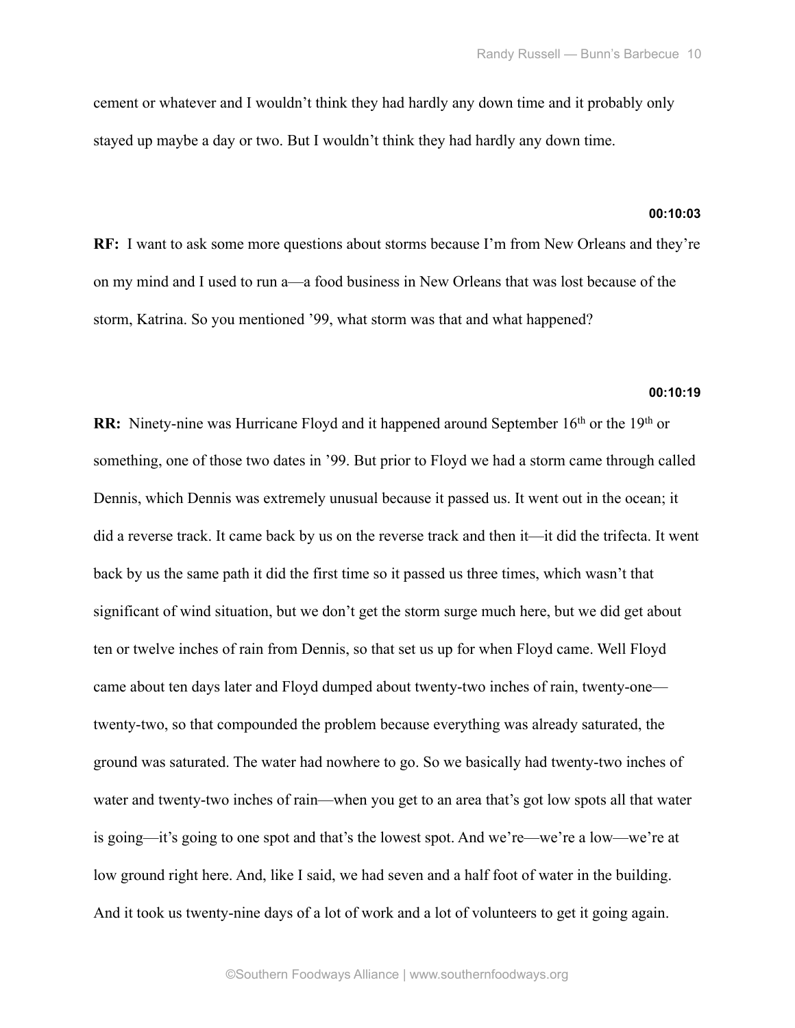cement or whatever and I wouldn't think they had hardly any down time and it probably only stayed up maybe a day or two. But I wouldn't think they had hardly any down time.

**00:10:03**

**RF:** I want to ask some more questions about storms because I'm from New Orleans and they're on my mind and I used to run a—a food business in New Orleans that was lost because of the storm, Katrina. So you mentioned '99, what storm was that and what happened?

**00:10:19**

**RR:** Ninety-nine was Hurricane Floyd and it happened around September 16th or the 19th or something, one of those two dates in '99. But prior to Floyd we had a storm came through called Dennis, which Dennis was extremely unusual because it passed us. It went out in the ocean; it did a reverse track. It came back by us on the reverse track and then it—it did the trifecta. It went back by us the same path it did the first time so it passed us three times, which wasn't that significant of wind situation, but we don't get the storm surge much here, but we did get about ten or twelve inches of rain from Dennis, so that set us up for when Floyd came. Well Floyd came about ten days later and Floyd dumped about twenty-two inches of rain, twenty-one—twenty-two, so that compounded the problem because everything was already saturated, the ground was saturated. The water had nowhere to go. So we basically had twenty-two inches of water and twenty-two inches of rain—when you get to an area that's got low spots all that water is going—it's going to one spot and that's the lowest spot. And we're—we're a low—we're at low ground right here. And, like I said, we had seven and a half foot of water in the building. And it took us twenty-nine days of a lot of work and a lot of volunteers to get it going again.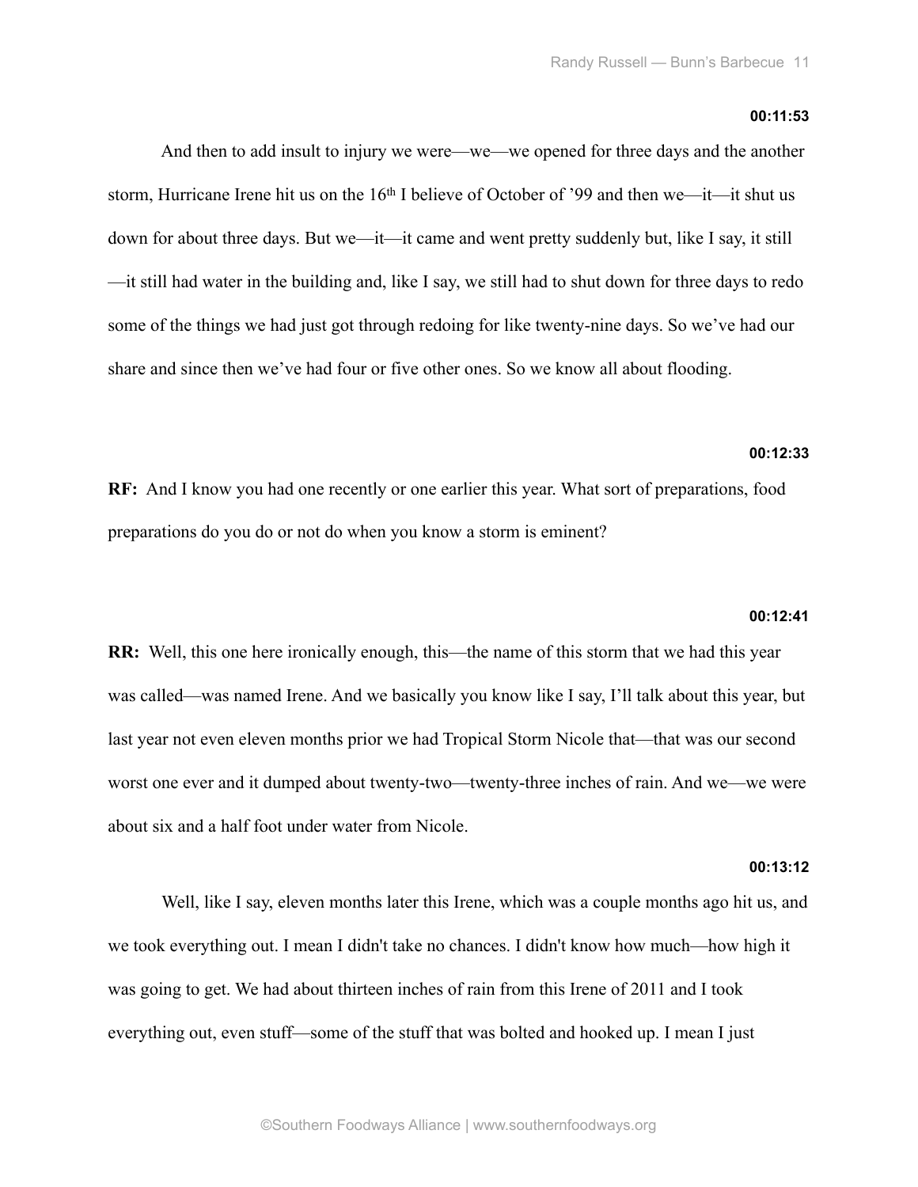**00:11:53**

And then to add insult to injury we were—we—we opened for three days and the another storm, Hurricane Irene hit us on the 16th I believe of October of '99 and then we—it—it shut us down for about three days. But we—it—it came and went pretty suddenly but, like I say, it still—it still had water in the building and, like I say, we still had to shut down for three days to redo some of the things we had just got through redoing for like twenty-nine days. So we've had our share and since then we've had four or five other ones. So we know all about flooding.

**00:12:33**

**RF:** And I know you had one recently or one earlier this year. What sort of preparations, food preparations do you do or not do when you know a storm is eminent?

**00:12:41**

**RR:** Well, this one here ironically enough, this—the name of this storm that we had this year was called—was named Irene. And we basically you know like I say, I'll talk about this year, but last year not even eleven months prior we had Tropical Storm Nicole that—that was our second worst one ever and it dumped about twenty-two—twenty-three inches of rain. And we—we were about six and a half foot under water from Nicole.

**00:13:12**

Well, like I say, eleven months later this Irene, which was a couple months ago hit us, and we took everything out. I mean I didn't take no chances. I didn't know how much—how high it was going to get. We had about thirteen inches of rain from this Irene of 2011 and I took everything out, even stuff—some of the stuff that was bolted and hooked up. I mean I just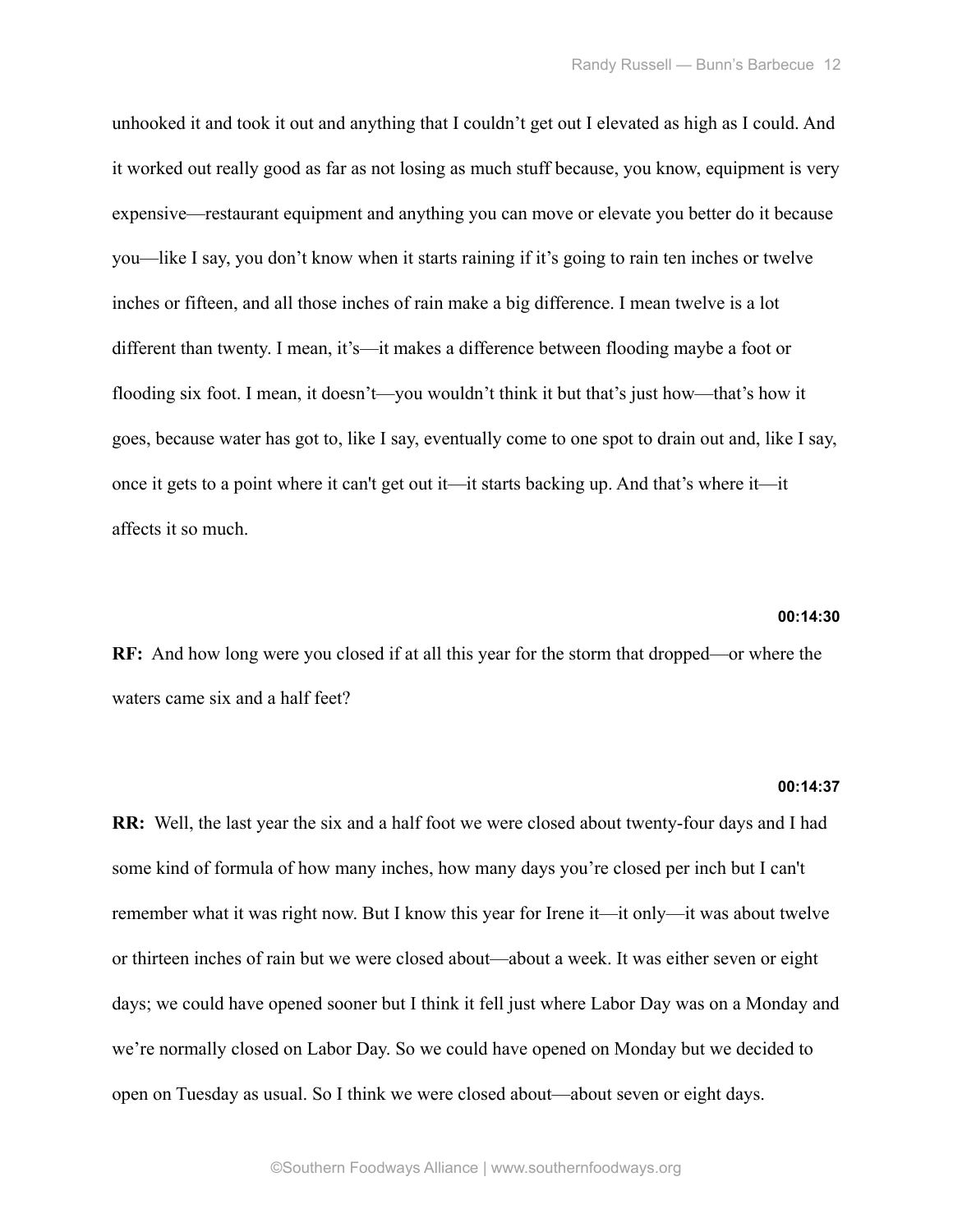unhooked it and took it out and anything that I couldn't get out I elevated as high as I could. And it worked out really good as far as not losing as much stuff because, you know, equipment is very expensive—restaurant equipment and anything you can move or elevate you better do it because you—like I say, you don't know when it starts raining if it's going to rain ten inches or twelve inches or fifteen, and all those inches of rain make a big difference. I mean twelve is a lot different than twenty. I mean, it's—it makes a difference between flooding maybe a foot or flooding six foot. I mean, it doesn't—you wouldn't think it but that's just how—that's how it goes, because water has got to, like I say, eventually come to one spot to drain out and, like I say, once it gets to a point where it can't get out it—it starts backing up. And that's where it—it affects it so much.

**00:14:30**

**RF:** And how long were you closed if at all this year for the storm that dropped—or where the waters came six and a half feet?

**00:14:37**

**RR:** Well, the last year the six and a half foot we were closed about twenty-four days and I had some kind of formula of how many inches, how many days you're closed per inch but I can't remember what it was right now. But I know this year for Irene it—it only—it was about twelve or thirteen inches of rain but we were closed about—about a week. It was either seven or eight days; we could have opened sooner but I think it fell just where Labor Day was on a Monday and we're normally closed on Labor Day. So we could have opened on Monday but we decided to open on Tuesday as usual. So I think we were closed about—about seven or eight days.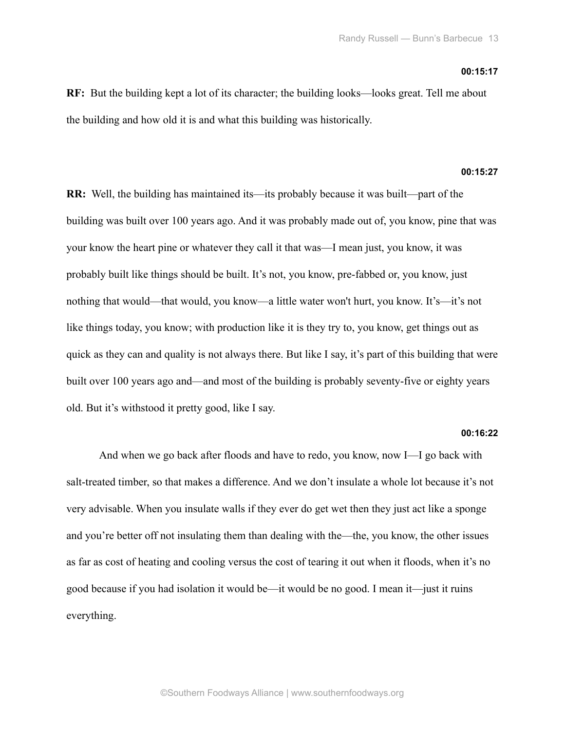**00:15:17**

**RF:** But the building kept a lot of its character; the building looks—looks great. Tell me about the building and how old it is and what this building was historically.

**00:15:27**

**RR:** Well, the building has maintained its—its probably because it was built—part of the building was built over 100 years ago. And it was probably made out of, you know, pine that was your know the heart pine or whatever they call it that was—I mean just, you know, it was probably built like things should be built. It's not, you know, pre-fabbed or, you know, just nothing that would—that would, you know—a little water won't hurt, you know. It's—it's not like things today, you know; with production like it is they try to, you know, get things out as quick as they can and quality is not always there. But like I say, it's part of this building that were built over 100 years ago and—and most of the building is probably seventy-five or eighty years old. But it's withstood it pretty good, like I say.

**00:16:22**

And when we go back after floods and have to redo, you know, now I—I go back with salt-treated timber, so that makes a difference. And we don't insulate a whole lot because it's not very advisable. When you insulate walls if they ever do get wet then they just act like a sponge and you're better off not insulating them than dealing with the—the, you know, the other issues as far as cost of heating and cooling versus the cost of tearing it out when it floods, when it's no good because if you had isolation it would be—it would be no good. I mean it—just it ruins everything.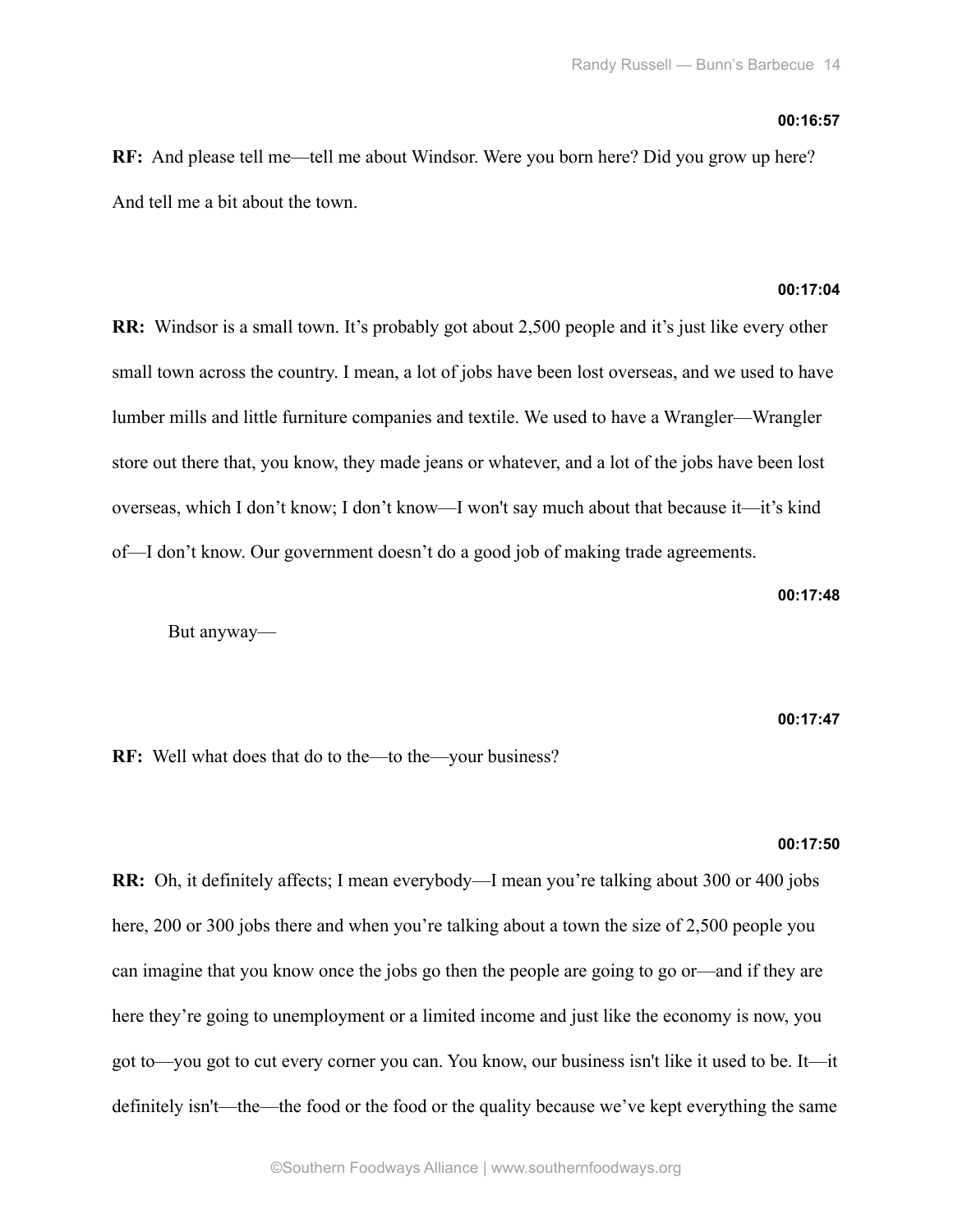**00:16:57**

**RF:** And please tell me—tell me about Windsor. Were you born here? Did you grow up here? And tell me a bit about the town.

**00:17:04**

**RR:** Windsor is a small town. It's probably got about 2,500 people and it's just like every other small town across the country. I mean, a lot of jobs have been lost overseas, and we used to have lumber mills and little furniture companies and textile. We used to have a Wrangler—Wrangler store out there that, you know, they made jeans or whatever, and a lot of the jobs have been lost overseas, which I don't know; I don't know—I won't say much about that because it—it's kind of—I don't know. Our government doesn't do a good job of making trade agreements.

**00:17:48**

But anyway—

**00:17:47**

**RF:** Well what does that do to the—to the—your business?

**00:17:50**

**RR:** Oh, it definitely affects; I mean everybody—I mean you're talking about 300 or 400 jobs here, 200 or 300 jobs there and when you're talking about a town the size of 2,500 people you can imagine that you know once the jobs go then the people are going to go or—and if they are here they're going to unemployment or a limited income and just like the economy is now, you got to—you got to cut every corner you can. You know, our business isn't like it used to be. It—it definitely isn't—the—the food or the food or the quality because we've kept everything the same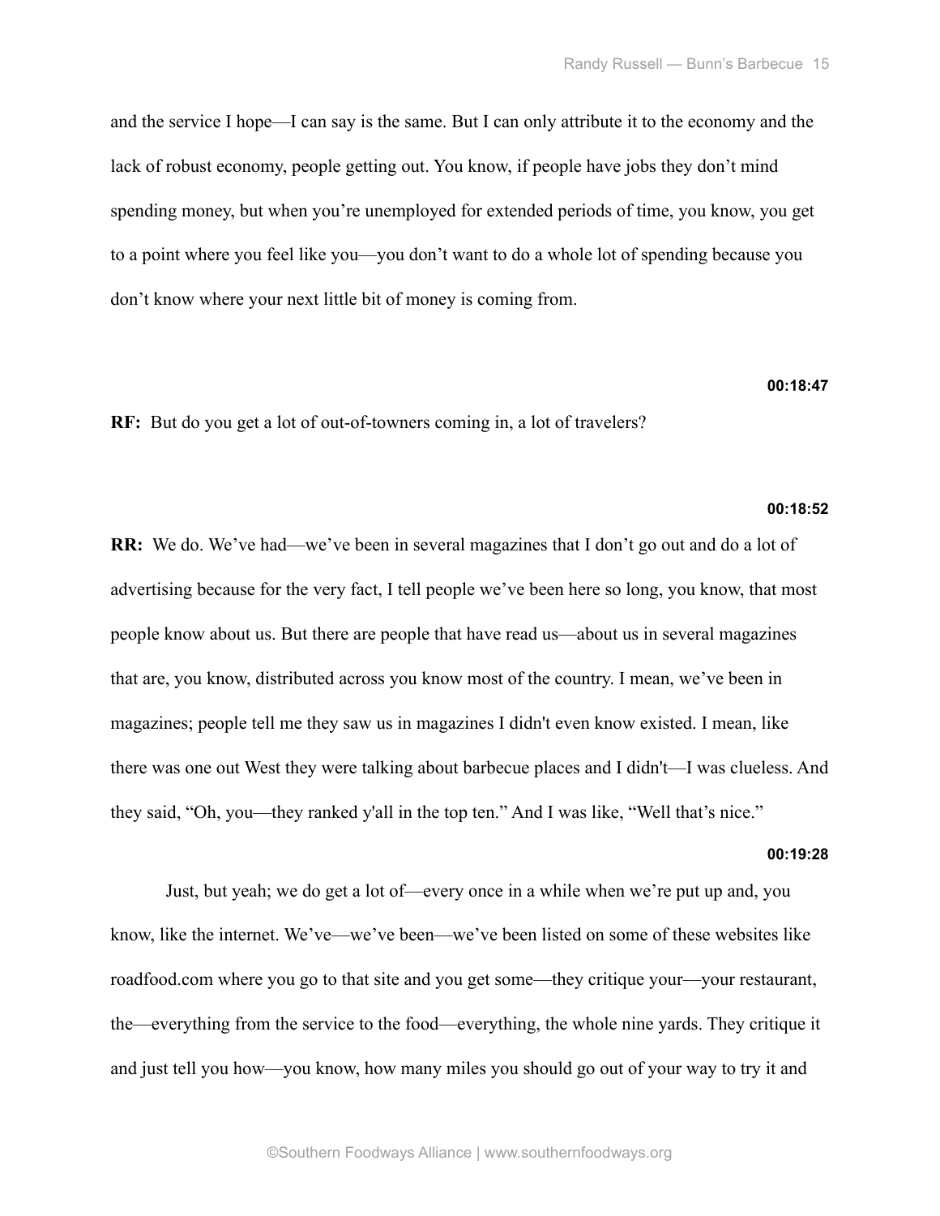and the service I hope—I can say is the same. But I can only attribute it to the economy and the lack of robust economy, people getting out. You know, if people have jobs they don't mind spending money, but when you're unemployed for extended periods of time, you know, you get to a point where you feel like you—you don't want to do a whole lot of spending because you don't know where your next little bit of money is coming from.

**00:18:47**

**RF:** But do you get a lot of out-of-towners coming in, a lot of travelers?

**00:18:52**

**RR:** We do. We've had—we've been in several magazines that I don't go out and do a lot of advertising because for the very fact, I tell people we've been here so long, you know, that most people know about us. But there are people that have read us—about us in several magazines that are, you know, distributed across you know most of the country. I mean, we've been in magazines; people tell me they saw us in magazines I didn't even know existed. I mean, like there was one out West they were talking about barbecue places and I didn't—I was clueless. And they said, "Oh, you—they ranked y'all in the top ten." And I was like, "Well that's nice."

**00:19:28**

Just, but yeah; we do get a lot of—every once in a while when we're put up and, you know, like the internet. We've—we've been—we've been listed on some of these websites like roadfood.com where you go to that site and you get some—they critique your—your restaurant, the—everything from the service to the food—everything, the whole nine yards. They critique it and just tell you how—you know, how many miles you should go out of your way to try it and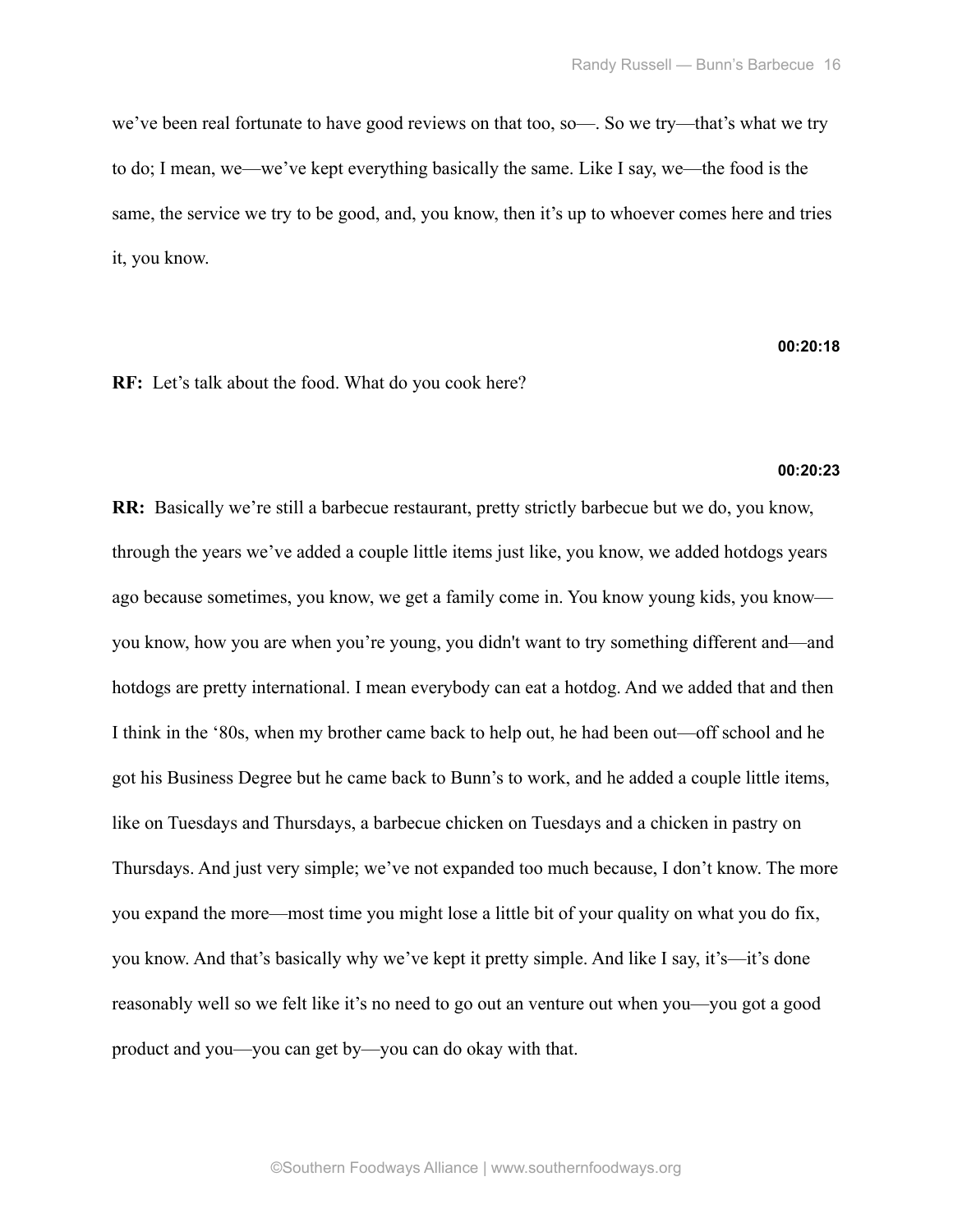we've been real fortunate to have good reviews on that too, so—. So we try—that's what we try to do; I mean, we—we've kept everything basically the same. Like I say, we—the food is the same, the service we try to be good, and, you know, then it's up to whoever comes here and tries it, you know.

**00:20:18**

**RF:** Let's talk about the food. What do you cook here?

**00:20:23**

**RR:** Basically we're still a barbecue restaurant, pretty strictly barbecue but we do, you know, through the years we've added a couple little items just like, you know, we added hotdogs years ago because sometimes, you know, we get a family come in. You know young kids, you know—you know, how you are when you're young, you didn't want to try something different and—and hotdogs are pretty international. I mean everybody can eat a hotdog. And we added that and then I think in the '80s, when my brother came back to help out, he had been out—off school and he got his Business Degree but he came back to Bunn's to work, and he added a couple little items, like on Tuesdays and Thursdays, a barbecue chicken on Tuesdays and a chicken in pastry on Thursdays. And just very simple; we've not expanded too much because, I don't know. The more you expand the more—most time you might lose a little bit of your quality on what you do fix, you know. And that's basically why we've kept it pretty simple. And like I say, it's—it's done reasonably well so we felt like it's no need to go out an venture out when you—you got a good product and you—you can get by—you can do okay with that.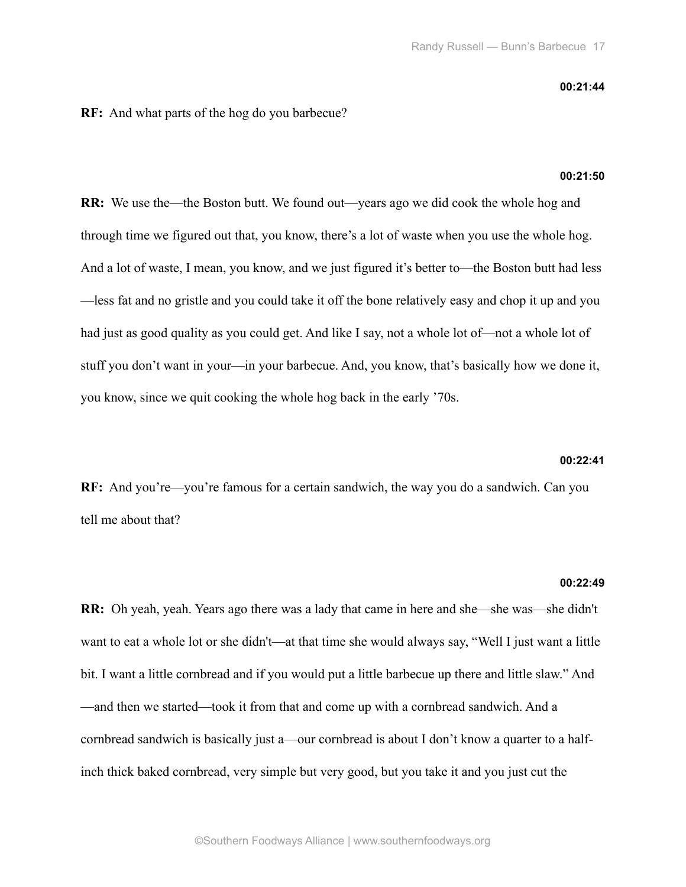**00:21:44**

**RF:** And what parts of the hog do you barbecue?

**00:21:50**

**RR:** We use the—the Boston butt. We found out—years ago we did cook the whole hog and through time we figured out that, you know, there's a lot of waste when you use the whole hog. And a lot of waste, I mean, you know, and we just figured it's better to—the Boston butt had less—less fat and no gristle and you could take it off the bone relatively easy and chop it up and you had just as good quality as you could get. And like I say, not a whole lot of—not a whole lot of stuff you don't want in your—in your barbecue. And, you know, that's basically how we done it, you know, since we quit cooking the whole hog back in the early '70s.

**00:22:41**

**RF:** And you're—you're famous for a certain sandwich, the way you do a sandwich. Can you tell me about that?

**00:22:49**

**RR:** Oh yeah, yeah. Years ago there was a lady that came in here and she—she was—she didn't want to eat a whole lot or she didn't—at that time she would always say, "Well I just want a little bit. I want a little cornbread and if you would put a little barbecue up there and little slaw." And—and then we started—took it from that and come up with a cornbread sandwich. And a cornbread sandwich is basically just a—our cornbread is about I don't know a quarter to a half-inch thick baked cornbread, very simple but very good, but you take it and you just cut the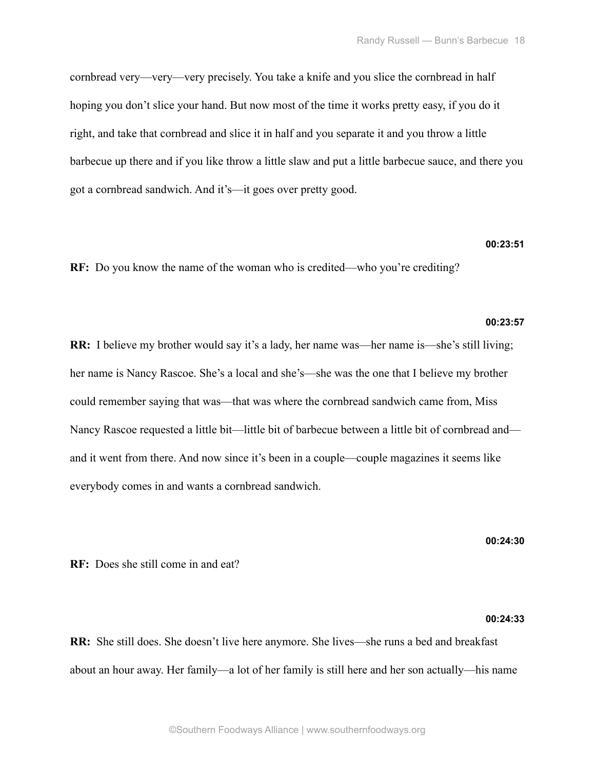cornbread very—very—very precisely. You take a knife and you slice the cornbread in half hoping you don't slice your hand. But now most of the time it works pretty easy, if you do it right, and take that cornbread and slice it in half and you separate it and you throw a little barbecue up there and if you like throw a little slaw and put a little barbecue sauce, and there you got a cornbread sandwich. And it's—it goes over pretty good.

**00:23:51**

**RF:** Do you know the name of the woman who is credited—who you're crediting?

**00:23:57**

**RR:** I believe my brother would say it's a lady, her name was—her name is—she's still living; her name is Nancy Rascoe. She's a local and she's—she was the one that I believe my brother could remember saying that was—that was where the cornbread sandwich came from, Miss Nancy Rascoe requested a little bit—little bit of barbecue between a little bit of cornbread and—and it went from there. And now since it's been in a couple—couple magazines it seems like everybody comes in and wants a cornbread sandwich.

**00:24:30**

**RF:** Does she still come in and eat?

**00:24:33**

**RR:** She still does. She doesn't live here anymore. She lives—she runs a bed and breakfast about an hour away. Her family—a lot of her family is still here and her son actually—his name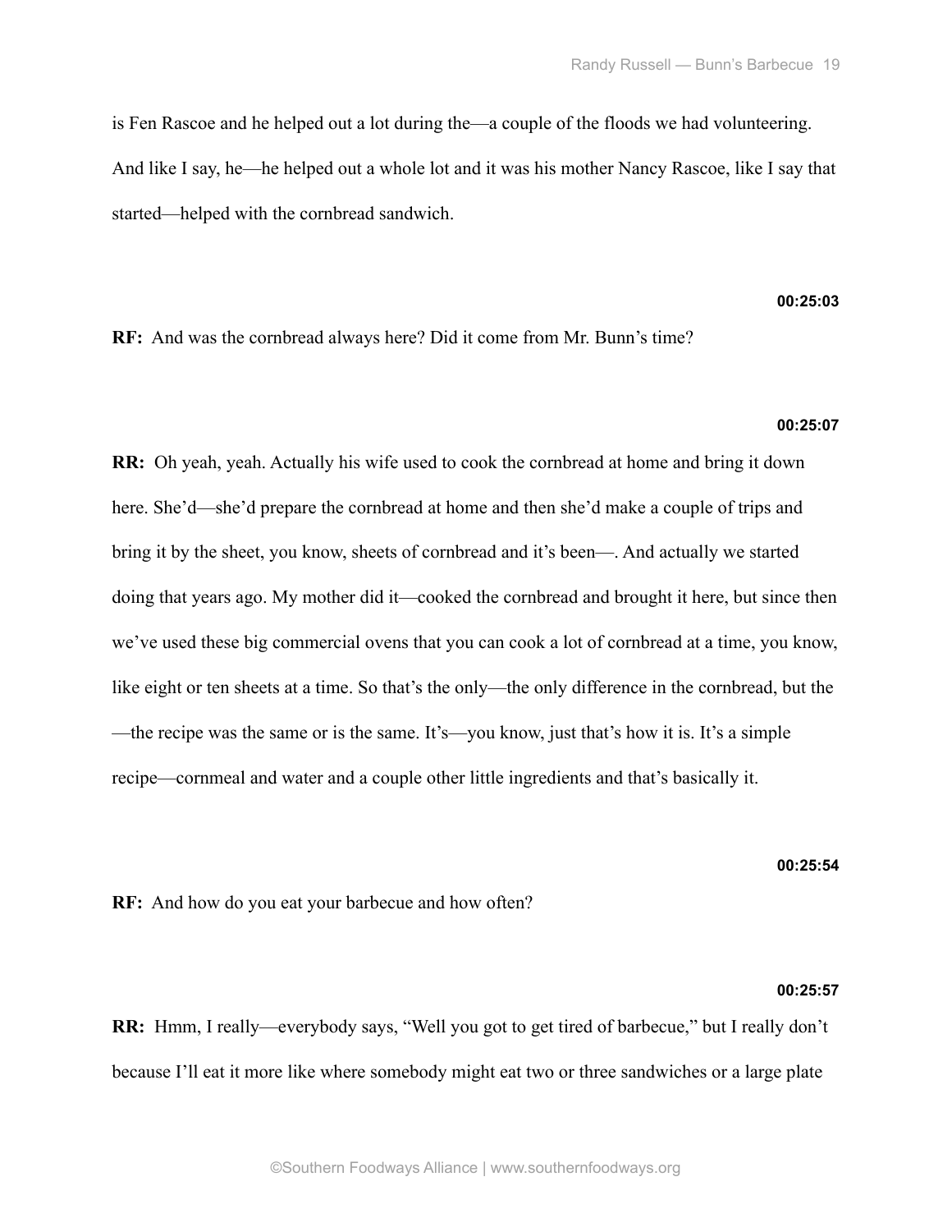is Fen Rascoe and he helped out a lot during the—a couple of the floods we had volunteering. And like I say, he—he helped out a whole lot and it was his mother Nancy Rascoe, like I say that started—helped with the cornbread sandwich.

**00:25:03**

**RF:** And was the cornbread always here? Did it come from Mr. Bunn's time?

**00:25:07**

**RR:** Oh yeah, yeah. Actually his wife used to cook the cornbread at home and bring it down here. She'd—she'd prepare the cornbread at home and then she'd make a couple of trips and bring it by the sheet, you know, sheets of cornbread and it's been—. And actually we started doing that years ago. My mother did it—cooked the cornbread and brought it here, but since then we've used these big commercial ovens that you can cook a lot of cornbread at a time, you know, like eight or ten sheets at a time. So that's the only—the only difference in the cornbread, but the —the recipe was the same or is the same. It's—you know, just that's how it is. It's a simple recipe—cornmeal and water and a couple other little ingredients and that's basically it.

**00:25:54**

**RF:** And how do you eat your barbecue and how often?

**00:25:57**

**RR:** Hmm, I really—everybody says, "Well you got to get tired of barbecue," but I really don't because I'll eat it more like where somebody might eat two or three sandwiches or a large plate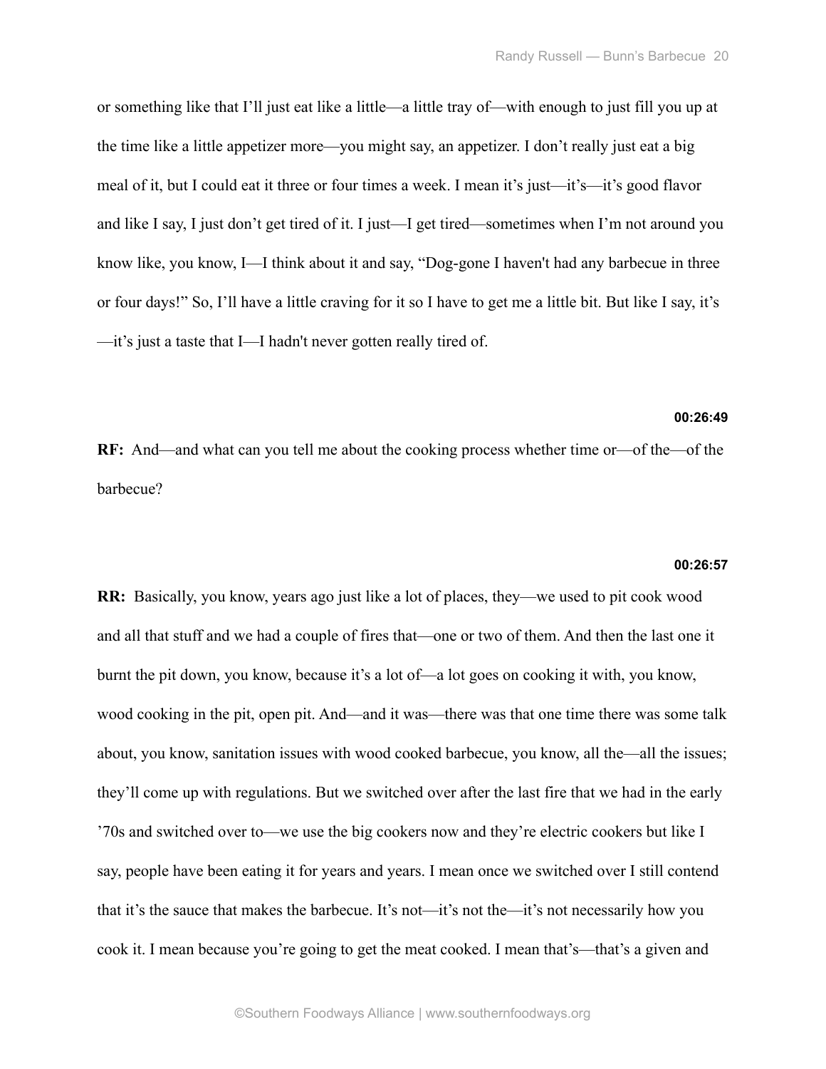or something like that I'll just eat like a little—a little tray of—with enough to just fill you up at the time like a little appetizer more—you might say, an appetizer. I don't really just eat a big meal of it, but I could eat it three or four times a week. I mean it's just—it's—it's good flavor and like I say, I just don't get tired of it. I just—I get tired—sometimes when I'm not around you know like, you know, I—I think about it and say, "Dog-gone I haven't had any barbecue in three or four days!" So, I'll have a little craving for it so I have to get me a little bit. But like I say, it's—it's just a taste that I—I hadn't never gotten really tired of.

**00:26:49**

**RF:** And—and what can you tell me about the cooking process whether time or—of the—of the barbecue?

**00:26:57**

**RR:** Basically, you know, years ago just like a lot of places, they—we used to pit cook wood and all that stuff and we had a couple of fires that—one or two of them. And then the last one it burnt the pit down, you know, because it's a lot of—a lot goes on cooking it with, you know, wood cooking in the pit, open pit. And—and it was—there was that one time there was some talk about, you know, sanitation issues with wood cooked barbecue, you know, all the—all the issues; they'll come up with regulations. But we switched over after the last fire that we had in the early '70s and switched over to—we use the big cookers now and they're electric cookers but like I say, people have been eating it for years and years. I mean once we switched over I still contend that it's the sauce that makes the barbecue. It's not—it's not the—it's not necessarily how you cook it. I mean because you're going to get the meat cooked. I mean that's—that's a given and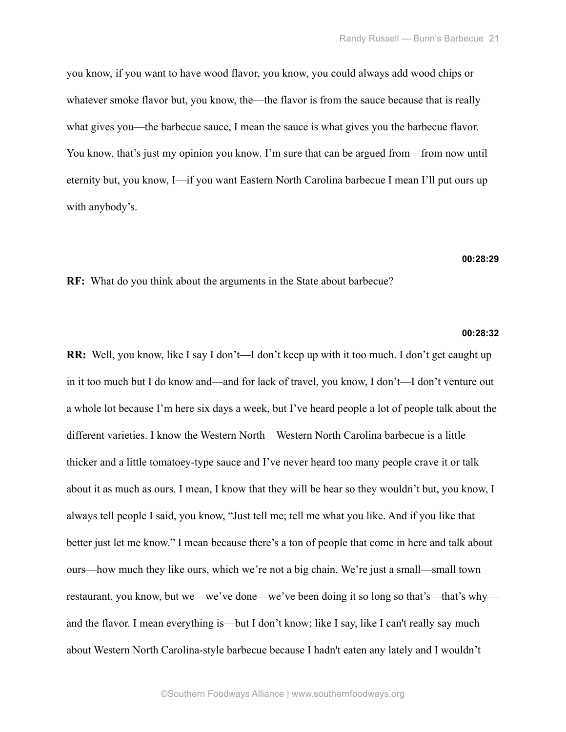you know, if you want to have wood flavor, you know, you could always add wood chips or whatever smoke flavor but, you know, the—the flavor is from the sauce because that is really what gives you—the barbecue sauce, I mean the sauce is what gives you the barbecue flavor. You know, that's just my opinion you know. I'm sure that can be argued from—from now until eternity but, you know, I—if you want Eastern North Carolina barbecue I mean I'll put ours up with anybody's.

**00:28:29**

**RF:** What do you think about the arguments in the State about barbecue?

**00:28:32**

**RR:** Well, you know, like I say I don't—I don't keep up with it too much. I don't get caught up in it too much but I do know and—and for lack of travel, you know, I don't—I don't venture out a whole lot because I'm here six days a week, but I've heard people a lot of people talk about the different varieties. I know the Western North—Western North Carolina barbecue is a little thicker and a little tomatoey-type sauce and I've never heard too many people crave it or talk about it as much as ours. I mean, I know that they will be hear so they wouldn't but, you know, I always tell people I said, you know, "Just tell me; tell me what you like. And if you like that better just let me know." I mean because there's a ton of people that come in here and talk about ours—how much they like ours, which we're not a big chain. We're just a small—small town restaurant, you know, but we—we've done—we've been doing it so long so that's—that's why—and the flavor. I mean everything is—but I don't know; like I say, like I can't really say much about Western North Carolina-style barbecue because I hadn't eaten any lately and I wouldn't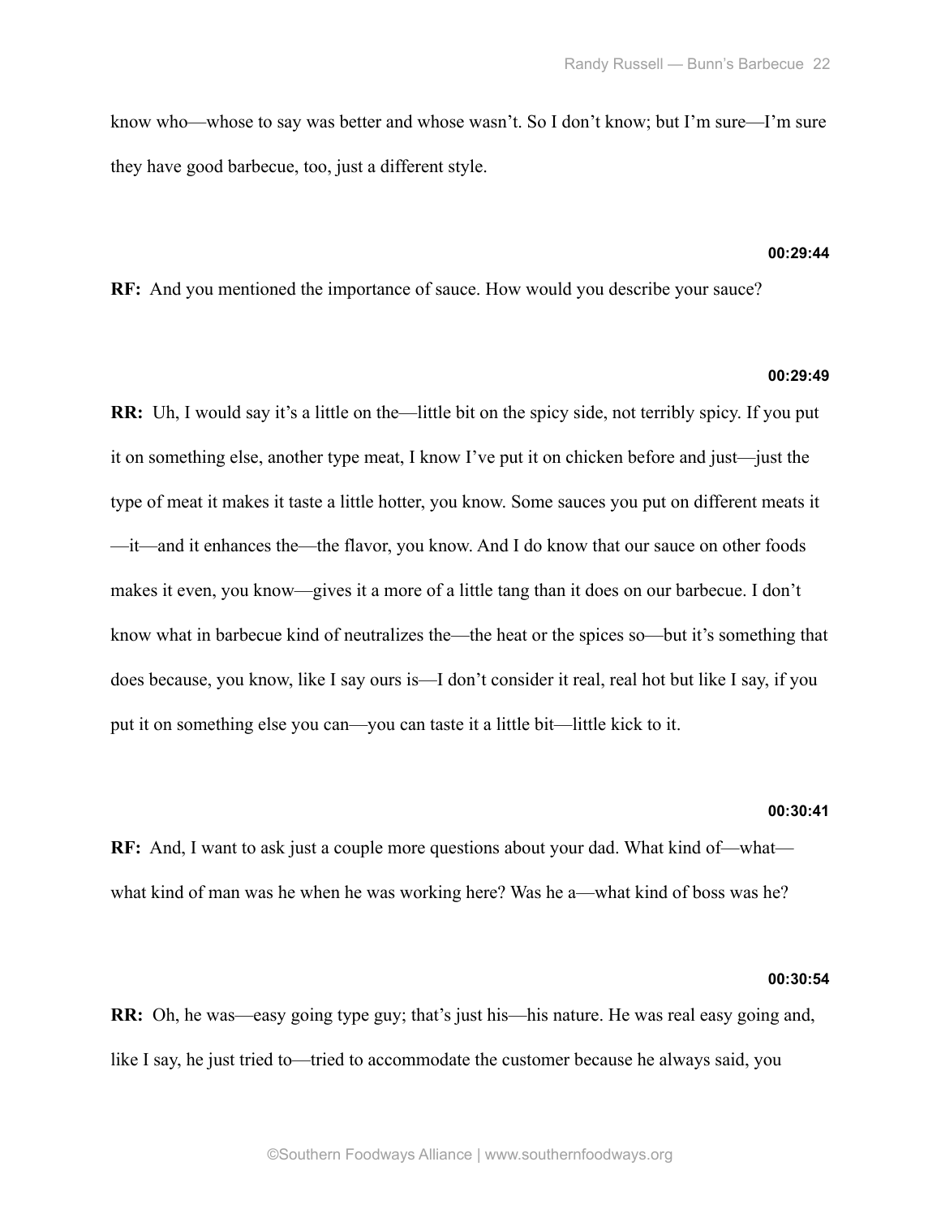know who—whose to say was better and whose wasn't. So I don't know; but I'm sure—I'm sure they have good barbecue, too, just a different style.

**00:29:44**

**RF:** And you mentioned the importance of sauce. How would you describe your sauce?

**00:29:49**

**RR:** Uh, I would say it's a little on the—little bit on the spicy side, not terribly spicy. If you put it on something else, another type meat, I know I've put it on chicken before and just—just the type of meat it makes it taste a little hotter, you know. Some sauces you put on different meats it—it—and it enhances the—the flavor, you know. And I do know that our sauce on other foods makes it even, you know—gives it a more of a little tang than it does on our barbecue. I don't know what in barbecue kind of neutralizes the—the heat or the spices so—but it's something that does because, you know, like I say ours is—I don't consider it real, real hot but like I say, if you put it on something else you can—you can taste it a little bit—little kick to it.

**00:30:41**

**RF:** And, I want to ask just a couple more questions about your dad. What kind of—what—what kind of man was he when he was working here? Was he a—what kind of boss was he?

**00:30:54**

**RR:** Oh, he was—easy going type guy; that's just his—his nature. He was real easy going and, like I say, he just tried to—tried to accommodate the customer because he always said, you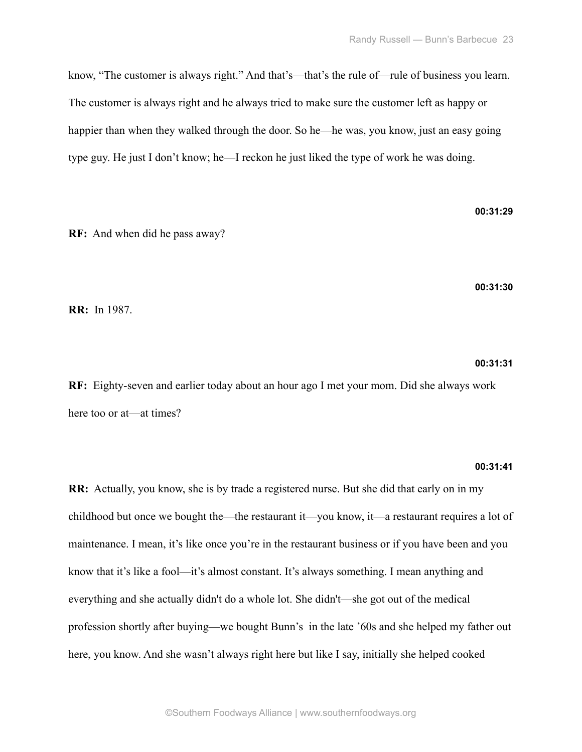know, "The customer is always right." And that's—that's the rule of—rule of business you learn. The customer is always right and he always tried to make sure the customer left as happy or happier than when they walked through the door. So he—he was, you know, just an easy going type guy. He just I don't know; he—I reckon he just liked the type of work he was doing.

**00:31:29**

**RF:** And when did he pass away?

**00:31:30**

**RR:** In 1987.

**00:31:31**

**RF:** Eighty-seven and earlier today about an hour ago I met your mom. Did she always work here too or at—at times?

**00:31:41**

**RR:** Actually, you know, she is by trade a registered nurse. But she did that early on in my childhood but once we bought the—the restaurant it—you know, it—a restaurant requires a lot of maintenance. I mean, it's like once you're in the restaurant business or if you have been and you know that it's like a fool—it's almost constant. It's always something. I mean anything and everything and she actually didn't do a whole lot. She didn't—she got out of the medical profession shortly after buying—we bought Bunn's in the late '60s and she helped my father out here, you know. And she wasn't always right here but like I say, initially she helped cooked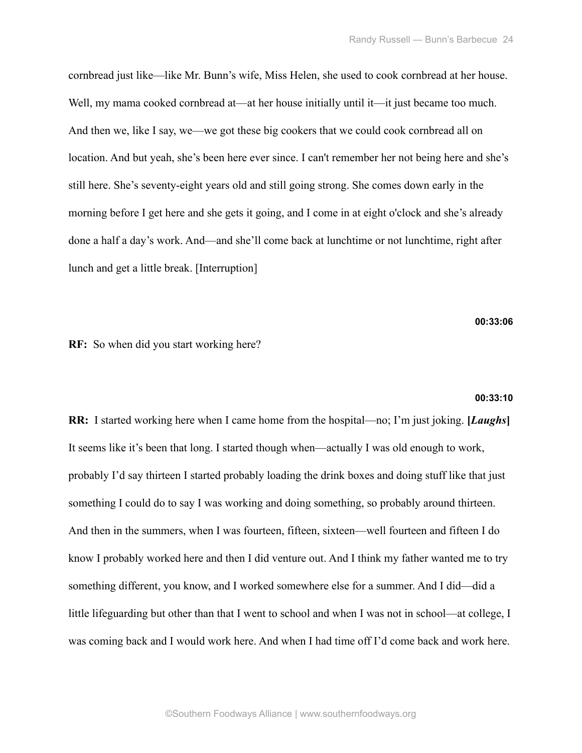cornbread just like—like Mr. Bunn's wife, Miss Helen, she used to cook cornbread at her house. Well, my mama cooked cornbread at—at her house initially until it—it just became too much. And then we, like I say, we—we got these big cookers that we could cook cornbread all on location. And but yeah, she's been here ever since. I can't remember her not being here and she's still here. She's seventy-eight years old and still going strong. She comes down early in the morning before I get here and she gets it going, and I come in at eight o'clock and she's already done a half a day's work. And—and she'll come back at lunchtime or not lunchtime, right after lunch and get a little break. [Interruption]

**00:33:06**

**RF:** So when did you start working here?

**00:33:10**

**RR:** I started working here when I came home from the hospital—no; I'm just joking. **[*Laughs*]** It seems like it's been that long. I started though when—actually I was old enough to work, probably I'd say thirteen I started probably loading the drink boxes and doing stuff like that just something I could do to say I was working and doing something, so probably around thirteen. And then in the summers, when I was fourteen, fifteen, sixteen—well fourteen and fifteen I do know I probably worked here and then I did venture out. And I think my father wanted me to try something different, you know, and I worked somewhere else for a summer. And I did—did a little lifeguarding but other than that I went to school and when I was not in school—at college, I was coming back and I would work here. And when I had time off I'd come back and work here.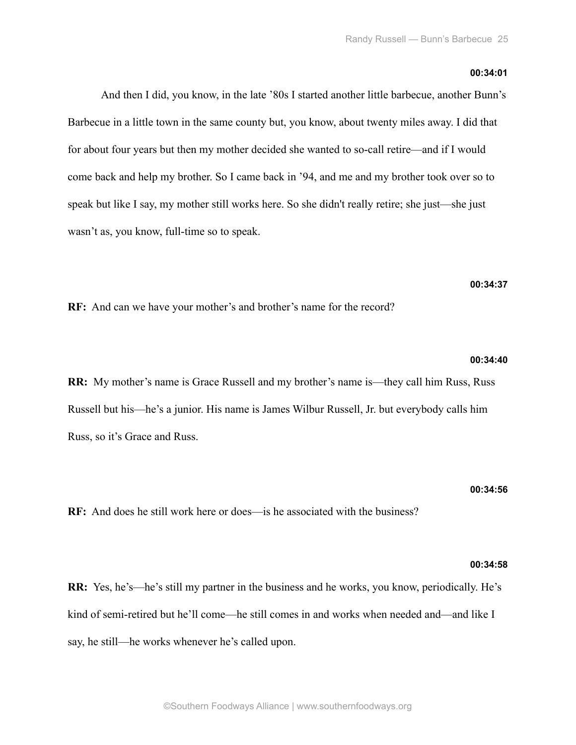**00:34:01**

And then I did, you know, in the late ’80s I started another little barbecue, another Bunn’s Barbecue in a little town in the same county but, you know, about twenty miles away. I did that for about four years but then my mother decided she wanted to so-call retire—and if I would come back and help my brother. So I came back in ’94, and me and my brother took over so to speak but like I say, my mother still works here. So she didn't really retire; she just—she just wasn’t as, you know, full-time so to speak.

**00:34:37**

**RF:** And can we have your mother’s and brother’s name for the record?

**00:34:40**

**RR:** My mother’s name is Grace Russell and my brother’s name is—they call him Russ, Russ Russell but his—he’s a junior. His name is James Wilbur Russell, Jr. but everybody calls him Russ, so it’s Grace and Russ.

**00:34:56**

**RF:** And does he still work here or does—is he associated with the business?

**00:34:58**

**RR:** Yes, he’s—he’s still my partner in the business and he works, you know, periodically. He’s kind of semi-retired but he’ll come—he still comes in and works when needed and—and like I say, he still—he works whenever he’s called upon.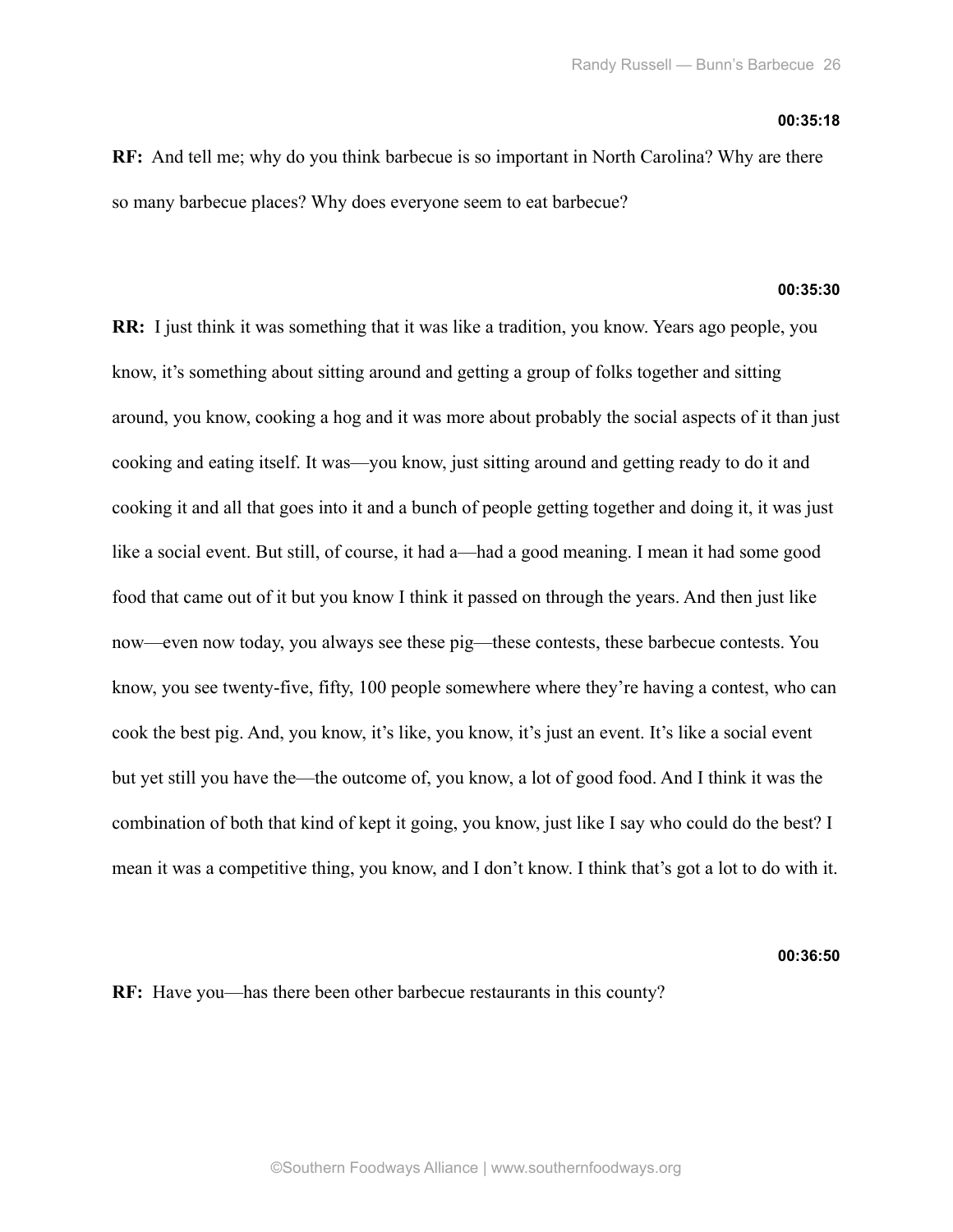**00:35:18**

**RF:** And tell me; why do you think barbecue is so important in North Carolina? Why are there so many barbecue places? Why does everyone seem to eat barbecue?

**00:35:30**

**RR:** I just think it was something that it was like a tradition, you know. Years ago people, you know, it's something about sitting around and getting a group of folks together and sitting around, you know, cooking a hog and it was more about probably the social aspects of it than just cooking and eating itself. It was—you know, just sitting around and getting ready to do it and cooking it and all that goes into it and a bunch of people getting together and doing it, it was just like a social event. But still, of course, it had a—had a good meaning. I mean it had some good food that came out of it but you know I think it passed on through the years. And then just like now—even now today, you always see these pig—these contests, these barbecue contests. You know, you see twenty-five, fifty, 100 people somewhere where they're having a contest, who can cook the best pig. And, you know, it's like, you know, it's just an event. It's like a social event but yet still you have the—the outcome of, you know, a lot of good food. And I think it was the combination of both that kind of kept it going, you know, just like I say who could do the best? I mean it was a competitive thing, you know, and I don't know. I think that's got a lot to do with it.

**00:36:50**

**RF:** Have you—has there been other barbecue restaurants in this county?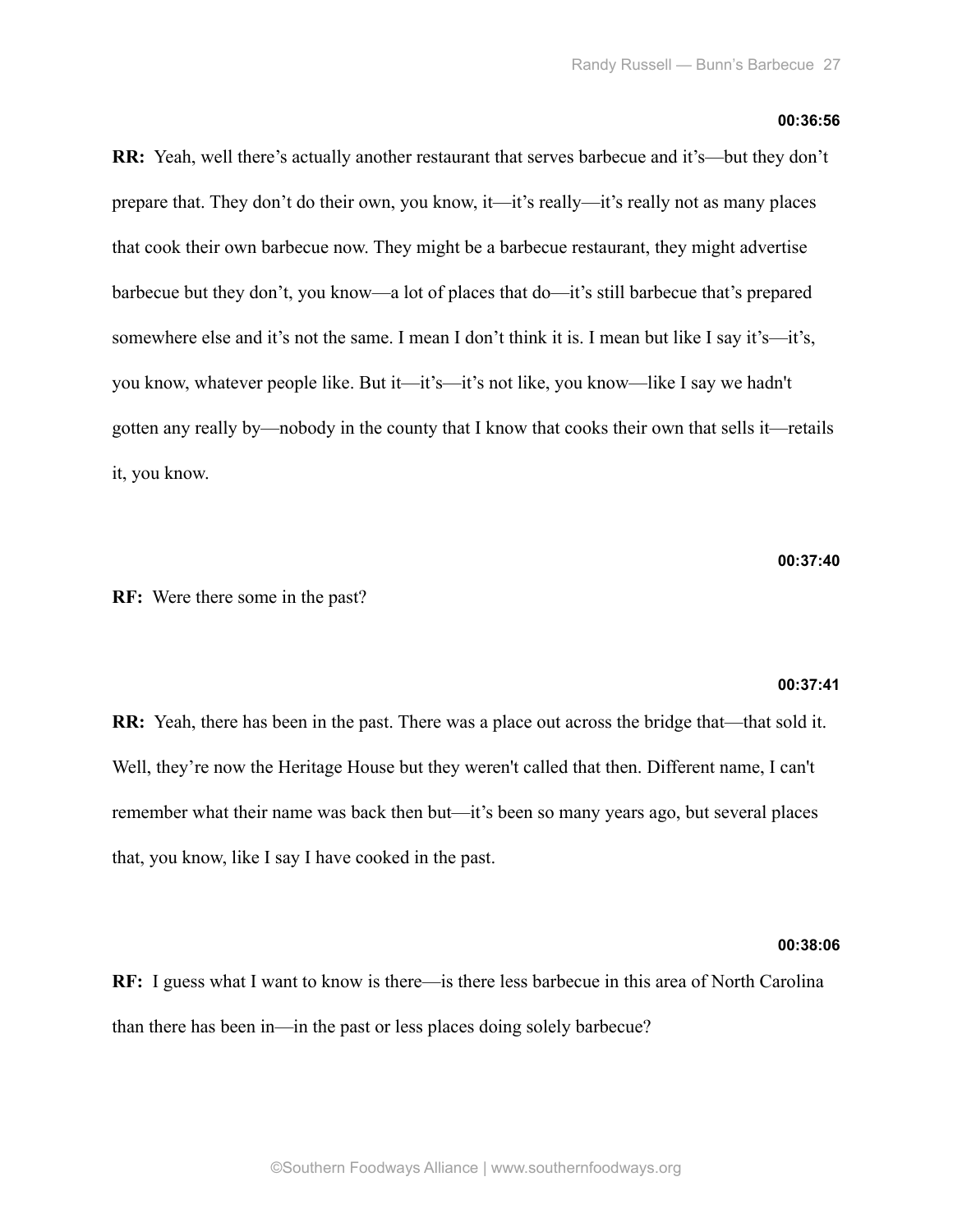**00:36:56**

**RR:** Yeah, well there's actually another restaurant that serves barbecue and it's—but they don't prepare that. They don't do their own, you know, it—it's really—it's really not as many places that cook their own barbecue now. They might be a barbecue restaurant, they might advertise barbecue but they don't, you know—a lot of places that do—it's still barbecue that's prepared somewhere else and it's not the same. I mean I don't think it is. I mean but like I say it's—it's, you know, whatever people like. But it—it's—it's not like, you know—like I say we hadn't gotten any really by—nobody in the county that I know that cooks their own that sells it—retails it, you know.

**00:37:40**

**RF:** Were there some in the past?

**00:37:41**

**RR:** Yeah, there has been in the past. There was a place out across the bridge that—that sold it. Well, they're now the Heritage House but they weren't called that then. Different name, I can't remember what their name was back then but—it's been so many years ago, but several places that, you know, like I say I have cooked in the past.

**00:38:06**

**RF:** I guess what I want to know is there—is there less barbecue in this area of North Carolina than there has been in—in the past or less places doing solely barbecue?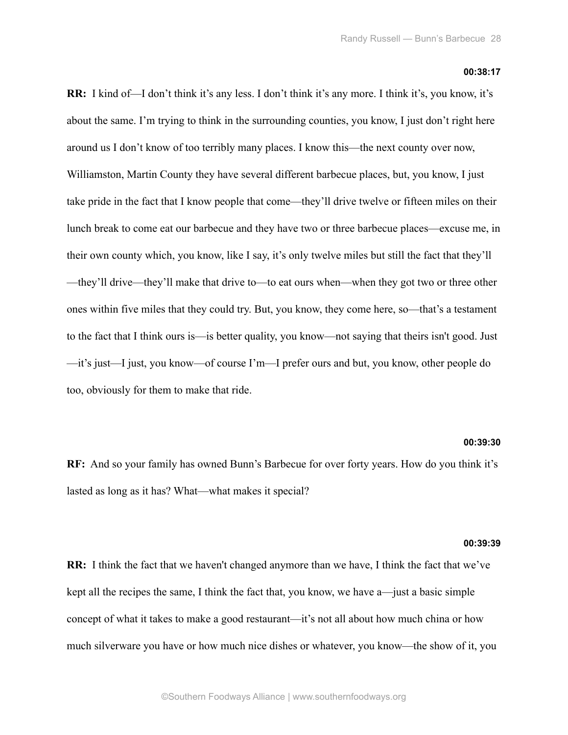**00:38:17**

**RR:** I kind of—I don't think it's any less. I don't think it's any more. I think it's, you know, it's about the same. I'm trying to think in the surrounding counties, you know, I just don't right here around us I don't know of too terribly many places. I know this—the next county over now, Williamston, Martin County they have several different barbecue places, but, you know, I just take pride in the fact that I know people that come—they'll drive twelve or fifteen miles on their lunch break to come eat our barbecue and they have two or three barbecue places—excuse me, in their own county which, you know, like I say, it's only twelve miles but still the fact that they'll—they'll drive—they'll make that drive to—to eat ours when—when they got two or three other ones within five miles that they could try. But, you know, they come here, so—that's a testament to the fact that I think ours is—is better quality, you know—not saying that theirs isn't good. Just—it's just—I just, you know—of course I'm—I prefer ours and but, you know, other people do too, obviously for them to make that ride.

**00:39:30**

**RF:** And so your family has owned Bunn's Barbecue for over forty years. How do you think it's lasted as long as it has? What—what makes it special?

**00:39:39**

**RR:** I think the fact that we haven't changed anymore than we have, I think the fact that we've kept all the recipes the same, I think the fact that, you know, we have a—just a basic simple concept of what it takes to make a good restaurant—it's not all about how much china or how much silverware you have or how much nice dishes or whatever, you know—the show of it, you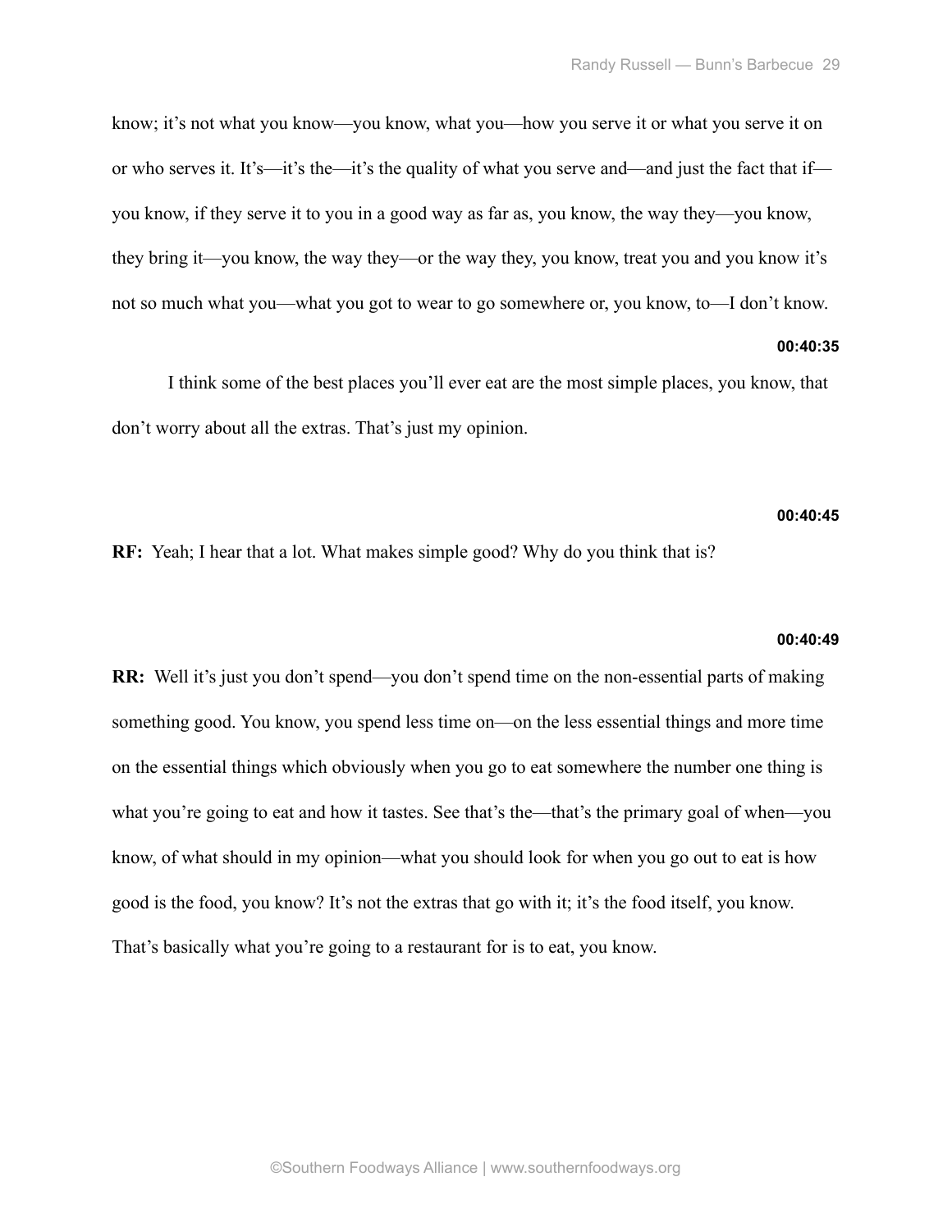know; it's not what you know—you know, what you—how you serve it or what you serve it on or who serves it. It's—it's the—it's the quality of what you serve and—and just the fact that if—you know, if they serve it to you in a good way as far as, you know, the way they—you know, they bring it—you know, the way they—or the way they, you know, treat you and you know it's not so much what you—what you got to wear to go somewhere or, you know, to—I don't know.

**00:40:35**

I think some of the best places you'll ever eat are the most simple places, you know, that don't worry about all the extras. That's just my opinion.

**00:40:45**

**RF:** Yeah; I hear that a lot. What makes simple good? Why do you think that is?

**00:40:49**

**RR:** Well it's just you don't spend—you don't spend time on the non-essential parts of making something good. You know, you spend less time on—on the less essential things and more time on the essential things which obviously when you go to eat somewhere the number one thing is what you're going to eat and how it tastes. See that's the—that's the primary goal of when—you know, of what should in my opinion—what you should look for when you go out to eat is how good is the food, you know? It's not the extras that go with it; it's the food itself, you know. That's basically what you're going to a restaurant for is to eat, you know.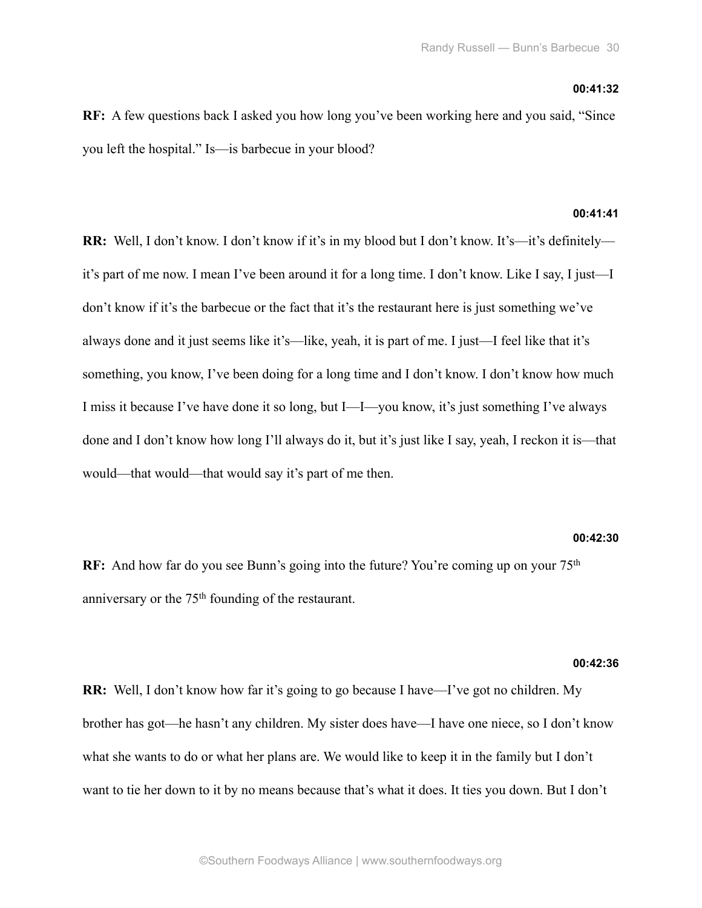**00:41:32**

**RF:** A few questions back I asked you how long you've been working here and you said, "Since you left the hospital." Is—is barbecue in your blood?

**00:41:41**

**RR:** Well, I don't know. I don't know if it's in my blood but I don't know. It's—it's definitely—it's part of me now. I mean I've been around it for a long time. I don't know. Like I say, I just—I don't know if it's the barbecue or the fact that it's the restaurant here is just something we've always done and it just seems like it's—like, yeah, it is part of me. I just—I feel like that it's something, you know, I've been doing for a long time and I don't know. I don't know how much I miss it because I've have done it so long, but I—I—you know, it's just something I've always done and I don't know how long I'll always do it, but it's just like I say, yeah, I reckon it is—that would—that would—that would say it's part of me then.

**00:42:30**

**RF:** And how far do you see Bunn's going into the future? You're coming up on your 75th anniversary or the 75th founding of the restaurant.

**00:42:36**

**RR:** Well, I don't know how far it's going to go because I have—I've got no children. My brother has got—he hasn't any children. My sister does have—I have one niece, so I don't know what she wants to do or what her plans are. We would like to keep it in the family but I don't want to tie her down to it by no means because that's what it does. It ties you down. But I don't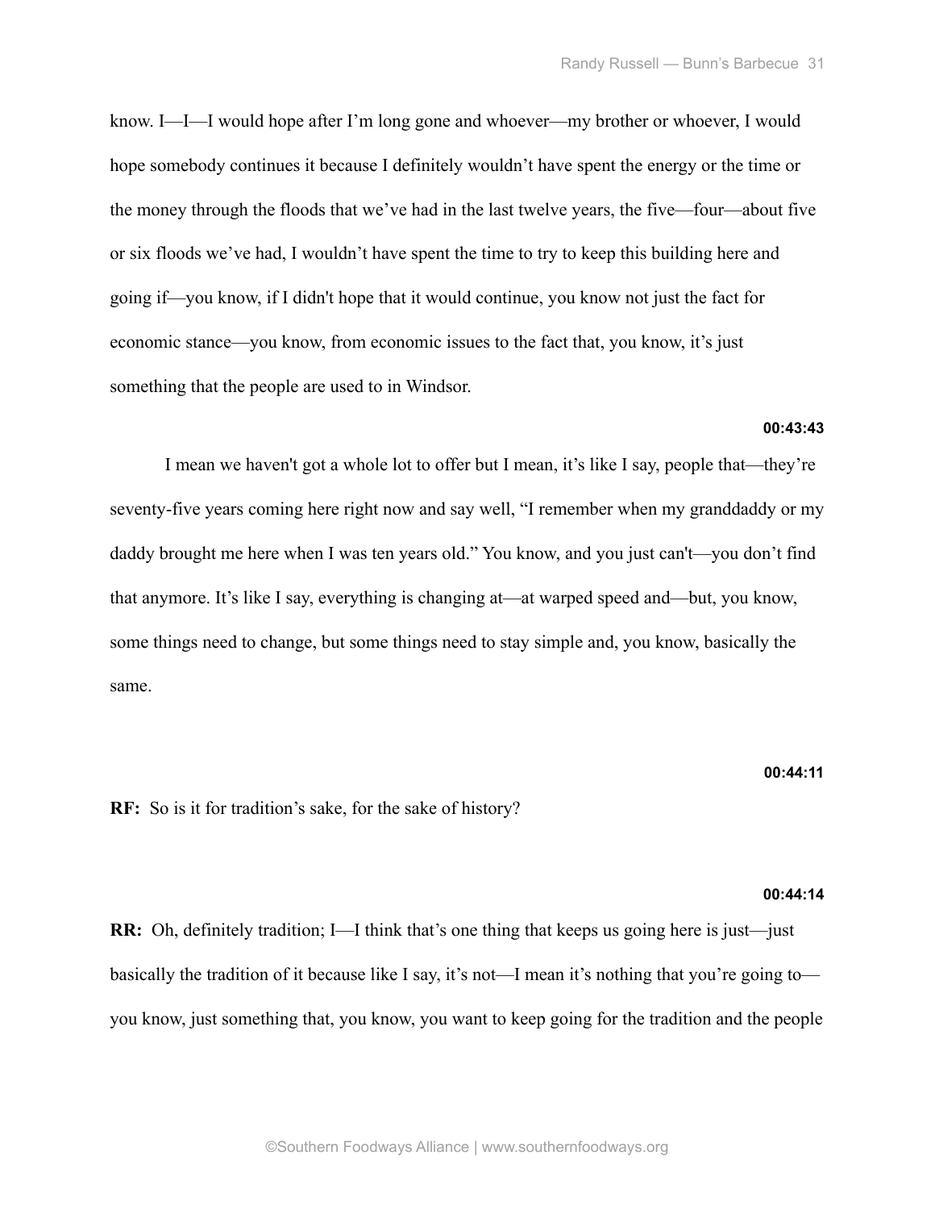know. I—I—I would hope after I'm long gone and whoever—my brother or whoever, I would hope somebody continues it because I definitely wouldn't have spent the energy or the time or the money through the floods that we've had in the last twelve years, the five—four—about five or six floods we've had, I wouldn't have spent the time to try to keep this building here and going if—you know, if I didn't hope that it would continue, you know not just the fact for economic stance—you know, from economic issues to the fact that, you know, it's just something that the people are used to in Windsor.

**00:43:43**

I mean we haven't got a whole lot to offer but I mean, it's like I say, people that—they're seventy-five years coming here right now and say well, "I remember when my granddaddy or my daddy brought me here when I was ten years old." You know, and you just can't—you don't find that anymore. It's like I say, everything is changing at—at warped speed and—but, you know, some things need to change, but some things need to stay simple and, you know, basically the same.

**00:44:11**

**RF:** So is it for tradition's sake, for the sake of history?

**00:44:14**

**RR:** Oh, definitely tradition; I—I think that's one thing that keeps us going here is just—just basically the tradition of it because like I say, it's not—I mean it's nothing that you're going to—you know, just something that, you know, you want to keep going for the tradition and the people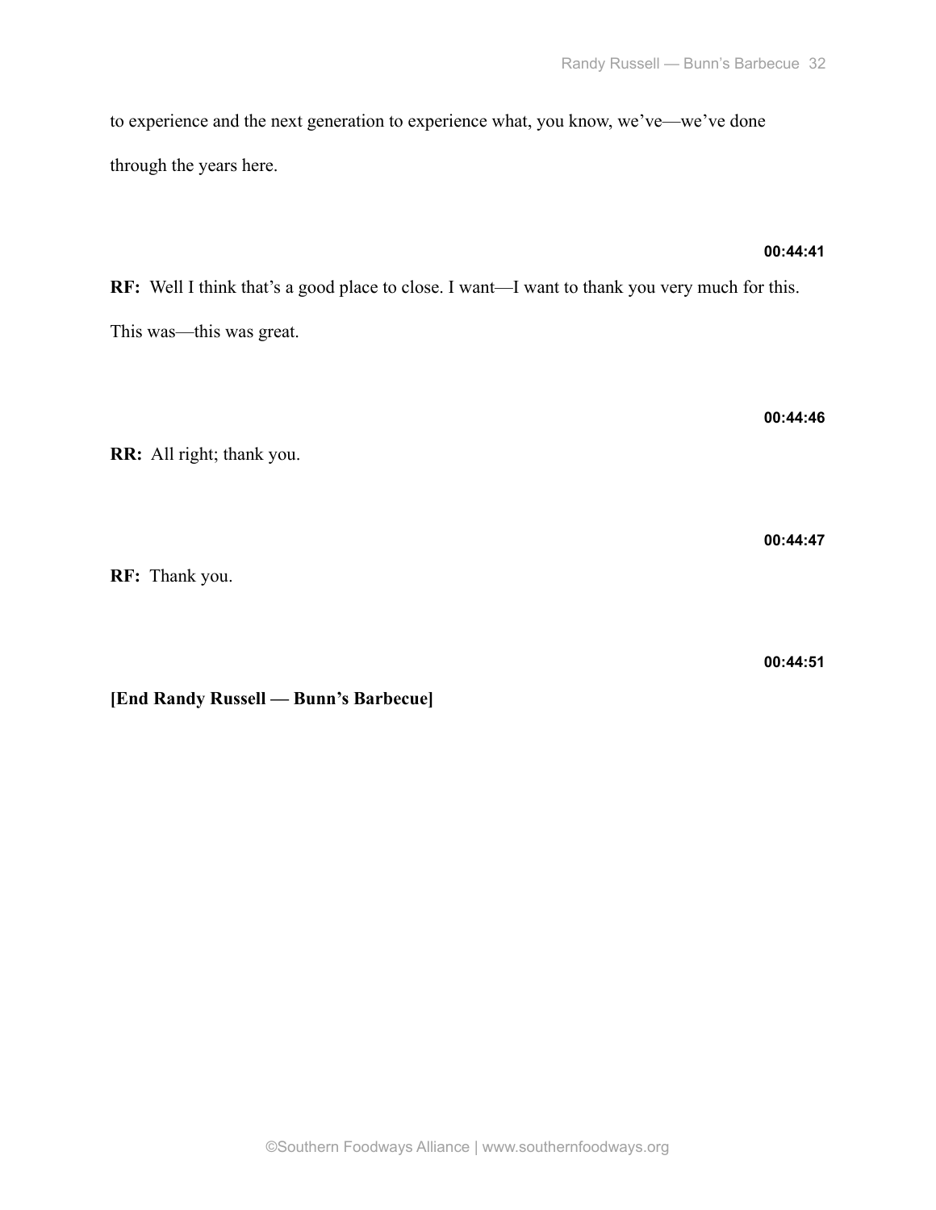to experience and the next generation to experience what, you know, we've—we've done through the years here.

**00:44:41**

**RF:** Well I think that's a good place to close. I want—I want to thank you very much for this. This was—this was great.

**00:44:46**

**RR:** All right; thank you.

**00:44:47**

**RF:** Thank you.

**00:44:51**

**[End Randy Russell — Bunn's Barbecue]**